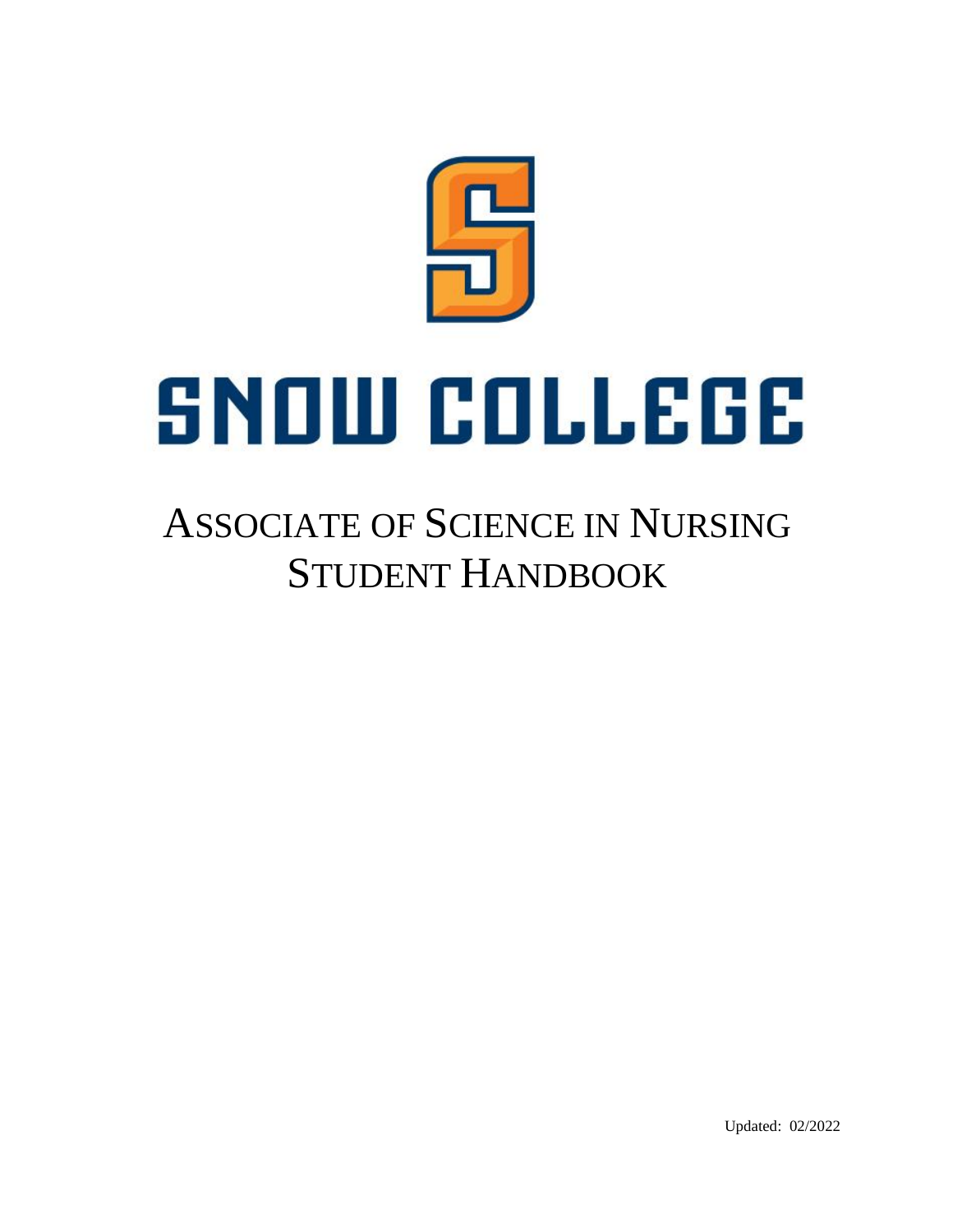# SNOW COLLEGE

# ASSOCIATE OF SCIENCE IN NURSING STUDENT HANDBOOK

Updated: 02/2022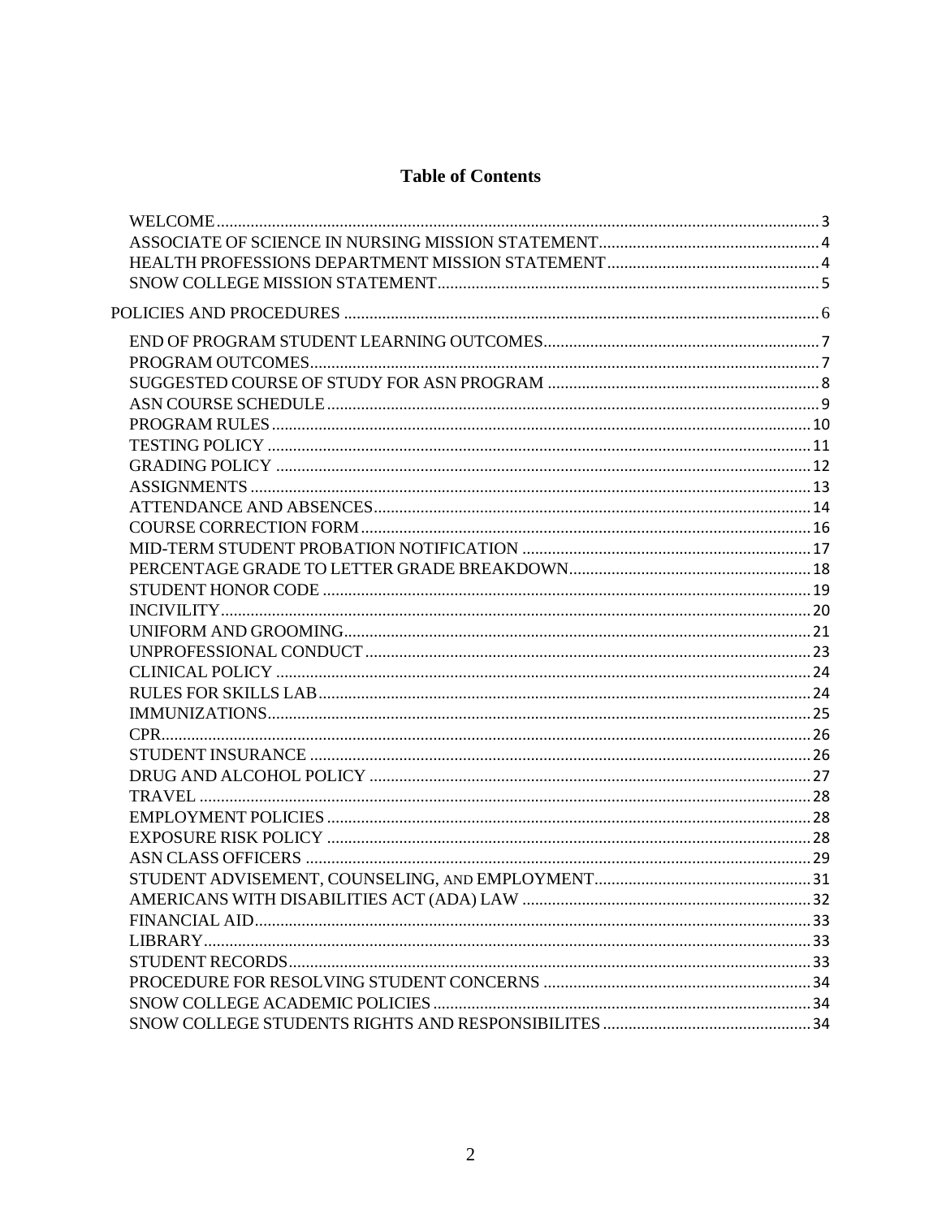# Table of Contents

- WELCOME ..... 3
- ASSOCIATE OF SCIENCE IN NURSING MISSION STATEMENT ..... 4
- HEALTH PROFESSIONS DEPARTMENT MISSION STATEMENT ..... 4
- SNOW COLLEGE MISSION STATEMENT ..... 5

POLICIES AND PROCEDURES ..... 6

- END OF PROGRAM STUDENT LEARNING OUTCOMES ..... 7
- PROGRAM OUTCOMES ..... 7
- SUGGESTED COURSE OF STUDY FOR ASN PROGRAM ..... 8
- ASN COURSE SCHEDULE ..... 9
- PROGRAM RULES ..... 10
- TESTING POLICY ..... 11
- GRADING POLICY ..... 12
- ASSIGNMENTS ..... 13
- ATTENDANCE AND ABSENCES ..... 14
- COURSE CORRECTION FORM ..... 16
- MID-TERM STUDENT PROBATION NOTIFICATION ..... 17
- PERCENTAGE GRADE TO LETTER GRADE BREAKDOWN ..... 18
- STUDENT HONOR CODE ..... 19
- INCIVILITY ..... 20
- UNIFORM AND GROOMING ..... 21
- UNPROFESSIONAL CONDUCT ..... 23
- CLINICAL POLICY ..... 24
- RULES FOR SKILLS LAB ..... 24
- IMMUNIZATIONS ..... 25
- CPR ..... 26
- STUDENT INSURANCE ..... 26
- DRUG AND ALCOHOL POLICY ..... 27
- TRAVEL ..... 28
- EMPLOYMENT POLICIES ..... 28
- EXPOSURE RISK POLICY ..... 28
- ASN CLASS OFFICERS ..... 29
- STUDENT ADVISEMENT, COUNSELING, AND EMPLOYMENT ..... 31
- AMERICANS WITH DISABILITIES ACT (ADA) LAW ..... 32
- FINANCIAL AID ..... 33
- LIBRARY ..... 33
- STUDENT RECORDS ..... 33
- PROCEDURE FOR RESOLVING STUDENT CONCERNS ..... 34
- SNOW COLLEGE ACADEMIC POLICIES ..... 34
- SNOW COLLEGE STUDENTS RIGHTS AND RESPONSIBILITES ..... 34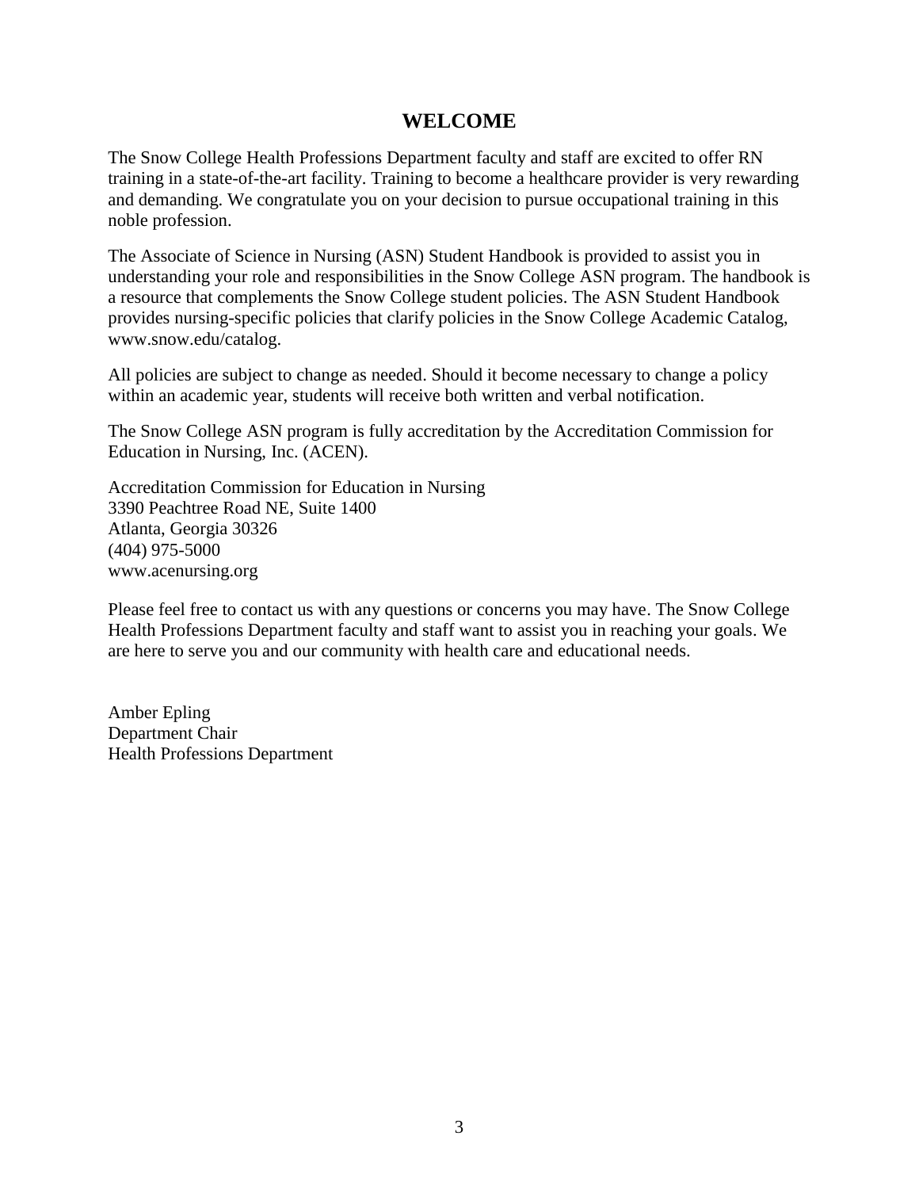# WELCOME

The Snow College Health Professions Department faculty and staff are excited to offer RN training in a state-of-the-art facility. Training to become a healthcare provider is very rewarding and demanding. We congratulate you on your decision to pursue occupational training in this noble profession.

The Associate of Science in Nursing (ASN) Student Handbook is provided to assist you in understanding your role and responsibilities in the Snow College ASN program. The handbook is a resource that complements the Snow College student policies. The ASN Student Handbook provides nursing-specific policies that clarify policies in the Snow College Academic Catalog, www.snow.edu/catalog.

All policies are subject to change as needed. Should it become necessary to change a policy within an academic year, students will receive both written and verbal notification.

The Snow College ASN program is fully accreditation by the Accreditation Commission for Education in Nursing, Inc. (ACEN).

Accreditation Commission for Education in Nursing
3390 Peachtree Road NE, Suite 1400
Atlanta, Georgia 30326
(404) 975-5000
www.acenursing.org

Please feel free to contact us with any questions or concerns you may have. The Snow College Health Professions Department faculty and staff want to assist you in reaching your goals. We are here to serve you and our community with health care and educational needs.

Amber Epling
Department Chair
Health Professions Department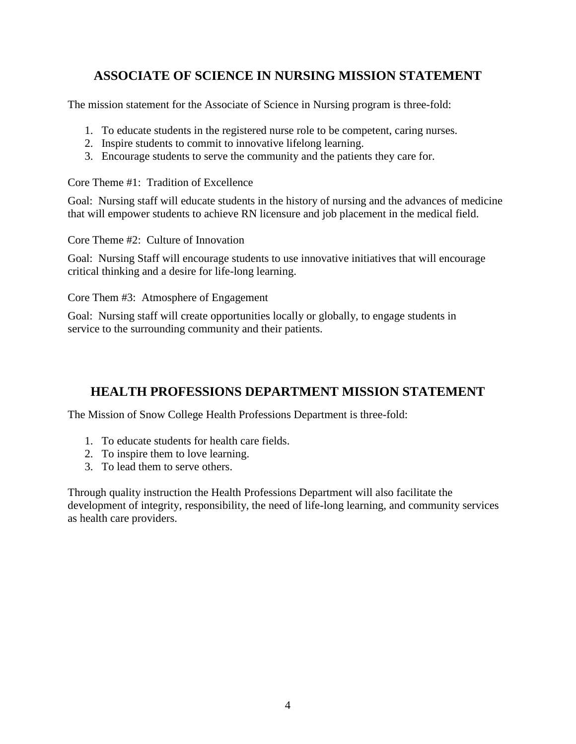## ASSOCIATE OF SCIENCE IN NURSING MISSION STATEMENT

The mission statement for the Associate of Science in Nursing program is three-fold:

1. To educate students in the registered nurse role to be competent, caring nurses.
2. Inspire students to commit to innovative lifelong learning.
3. Encourage students to serve the community and the patients they care for.

Core Theme #1: Tradition of Excellence

Goal: Nursing staff will educate students in the history of nursing and the advances of medicine that will empower students to achieve RN licensure and job placement in the medical field.

Core Theme #2: Culture of Innovation

Goal: Nursing Staff will encourage students to use innovative initiatives that will encourage critical thinking and a desire for life-long learning.

Core Them #3: Atmosphere of Engagement

Goal: Nursing staff will create opportunities locally or globally, to engage students in service to the surrounding community and their patients.

## HEALTH PROFESSIONS DEPARTMENT MISSION STATEMENT

The Mission of Snow College Health Professions Department is three-fold:

1. To educate students for health care fields.
2. To inspire them to love learning.
3. To lead them to serve others.

Through quality instruction the Health Professions Department will also facilitate the development of integrity, responsibility, the need of life-long learning, and community services as health care providers.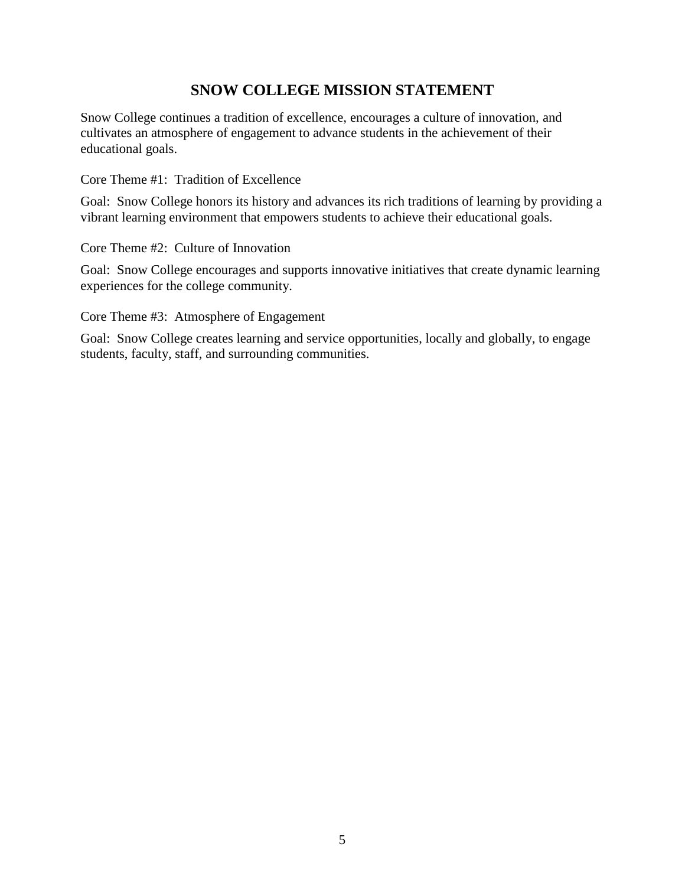# SNOW COLLEGE MISSION STATEMENT

Snow College continues a tradition of excellence, encourages a culture of innovation, and cultivates an atmosphere of engagement to advance students in the achievement of their educational goals.

Core Theme #1: Tradition of Excellence

Goal: Snow College honors its history and advances its rich traditions of learning by providing a vibrant learning environment that empowers students to achieve their educational goals.

Core Theme #2: Culture of Innovation

Goal: Snow College encourages and supports innovative initiatives that create dynamic learning experiences for the college community.

Core Theme #3: Atmosphere of Engagement

Goal: Snow College creates learning and service opportunities, locally and globally, to engage students, faculty, staff, and surrounding communities.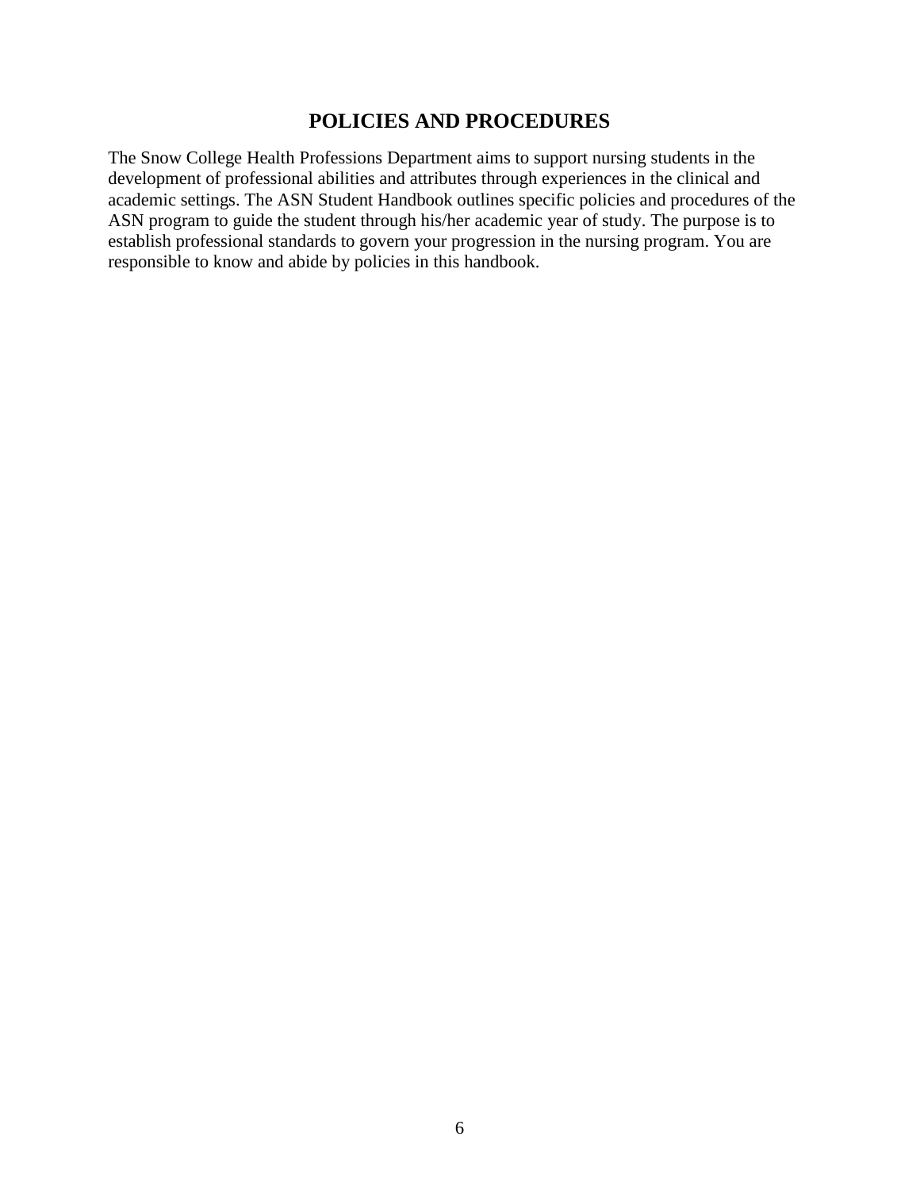# POLICIES AND PROCEDURES

The Snow College Health Professions Department aims to support nursing students in the development of professional abilities and attributes through experiences in the clinical and academic settings. The ASN Student Handbook outlines specific policies and procedures of the ASN program to guide the student through his/her academic year of study. The purpose is to establish professional standards to govern your progression in the nursing program. You are responsible to know and abide by policies in this handbook.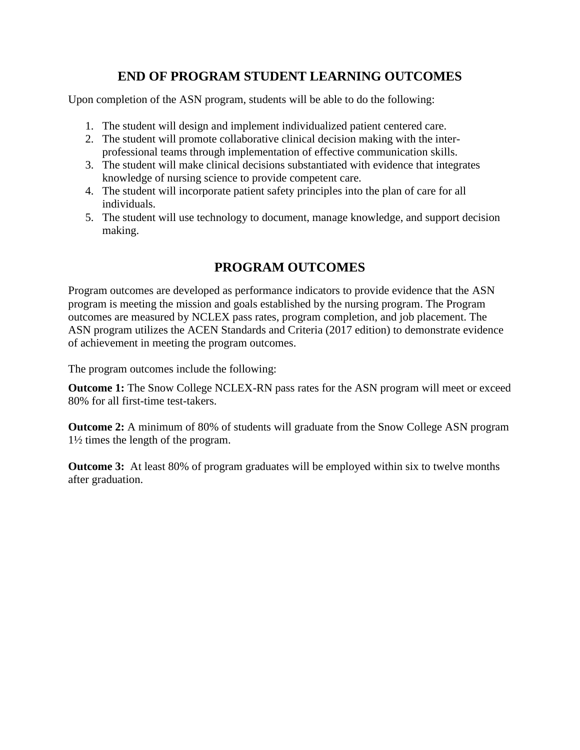## END OF PROGRAM STUDENT LEARNING OUTCOMES

Upon completion of the ASN program, students will be able to do the following:

1. The student will design and implement individualized patient centered care.
2. The student will promote collaborative clinical decision making with the inter-professional teams through implementation of effective communication skills.
3. The student will make clinical decisions substantiated with evidence that integrates knowledge of nursing science to provide competent care.
4. The student will incorporate patient safety principles into the plan of care for all individuals.
5. The student will use technology to document, manage knowledge, and support decision making.

## PROGRAM OUTCOMES

Program outcomes are developed as performance indicators to provide evidence that the ASN program is meeting the mission and goals established by the nursing program. The Program outcomes are measured by NCLEX pass rates, program completion, and job placement. The ASN program utilizes the ACEN Standards and Criteria (2017 edition) to demonstrate evidence of achievement in meeting the program outcomes.

The program outcomes include the following:

**Outcome 1:** The Snow College NCLEX-RN pass rates for the ASN program will meet or exceed 80% for all first-time test-takers.

**Outcome 2:** A minimum of 80% of students will graduate from the Snow College ASN program 1½ times the length of the program.

**Outcome 3:** At least 80% of program graduates will be employed within six to twelve months after graduation.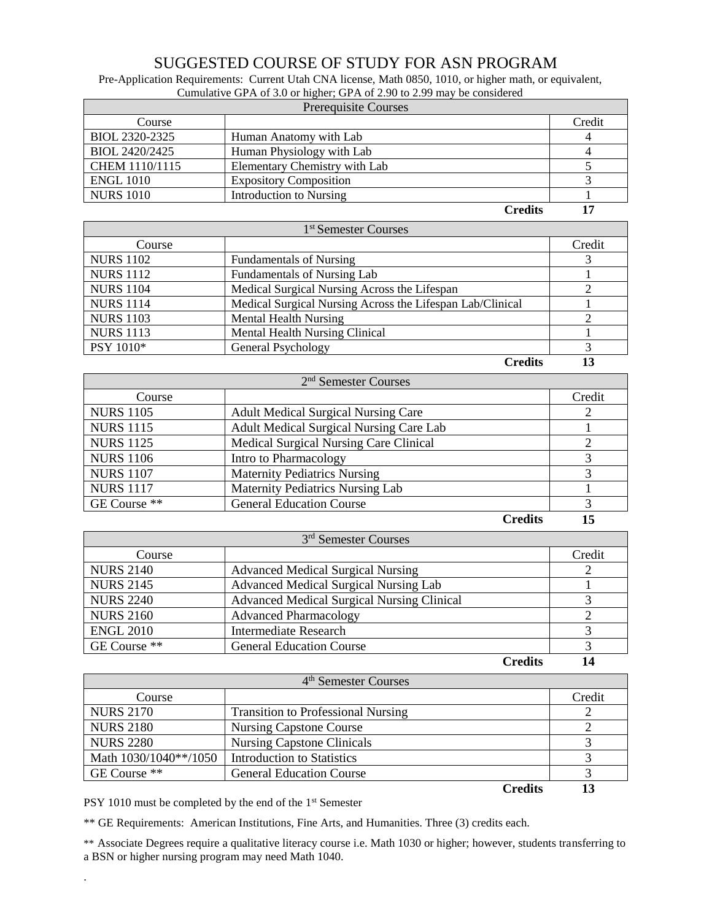# SUGGESTED COURSE OF STUDY FOR ASN PROGRAM

Pre-Application Requirements: Current Utah CNA license, Math 0850, 1010, or higher math, or equivalent, Cumulative GPA of 3.0 or higher; GPA of 2.90 to 2.99 may be considered

| Prerequisite Courses | | |
|---|---|---|
| Course | | Credit |
| BIOL 2320-2325 | Human Anatomy with Lab | 4 |
| BIOL 2420/2425 | Human Physiology with Lab | 4 |
| CHEM 1110/1115 | Elementary Chemistry with Lab | 5 |
| ENGL 1010 | Expository Composition | 3 |
| NURS 1010 | Introduction to Nursing | 1 |
| | **Credits** | **17** |

| 1st Semester Courses | | |
|---|---|---|
| Course | | Credit |
| NURS 1102 | Fundamentals of Nursing | 3 |
| NURS 1112 | Fundamentals of Nursing Lab | 1 |
| NURS 1104 | Medical Surgical Nursing Across the Lifespan | 2 |
| NURS 1114 | Medical Surgical Nursing Across the Lifespan Lab/Clinical | 1 |
| NURS 1103 | Mental Health Nursing | 2 |
| NURS 1113 | Mental Health Nursing Clinical | 1 |
| PSY 1010* | General Psychology | 3 |
| | **Credits** | **13** |

| 2nd Semester Courses | | |
|---|---|---|
| Course | | Credit |
| NURS 1105 | Adult Medical Surgical Nursing Care | 2 |
| NURS 1115 | Adult Medical Surgical Nursing Care Lab | 1 |
| NURS 1125 | Medical Surgical Nursing Care Clinical | 2 |
| NURS 1106 | Intro to Pharmacology | 3 |
| NURS 1107 | Maternity Pediatrics Nursing | 3 |
| NURS 1117 | Maternity Pediatrics Nursing Lab | 1 |
| GE Course ** | General Education Course | 3 |
| | **Credits** | **15** |

| 3rd Semester Courses | | |
|---|---|---|
| Course | | Credit |
| NURS 2140 | Advanced Medical Surgical Nursing | 2 |
| NURS 2145 | Advanced Medical Surgical Nursing Lab | 1 |
| NURS 2240 | Advanced Medical Surgical Nursing Clinical | 3 |
| NURS 2160 | Advanced Pharmacology | 2 |
| ENGL 2010 | Intermediate Research | 3 |
| GE Course ** | General Education Course | 3 |
| | **Credits** | **14** |

| 4th Semester Courses | | |
|---|---|---|
| Course | | Credit |
| NURS 2170 | Transition to Professional Nursing | 2 |
| NURS 2180 | Nursing Capstone Course | 2 |
| NURS 2280 | Nursing Capstone Clinicals | 3 |
| Math 1030/1040**/1050 | Introduction to Statistics | 3 |
| GE Course ** | General Education Course | 3 |
| | **Credits** | **13** |

PSY 1010 must be completed by the end of the 1st Semester

** GE Requirements: American Institutions, Fine Arts, and Humanities. Three (3) credits each.

** Associate Degrees require a qualitative literacy course i.e. Math 1030 or higher; however, students transferring to a BSN or higher nursing program may need Math 1040.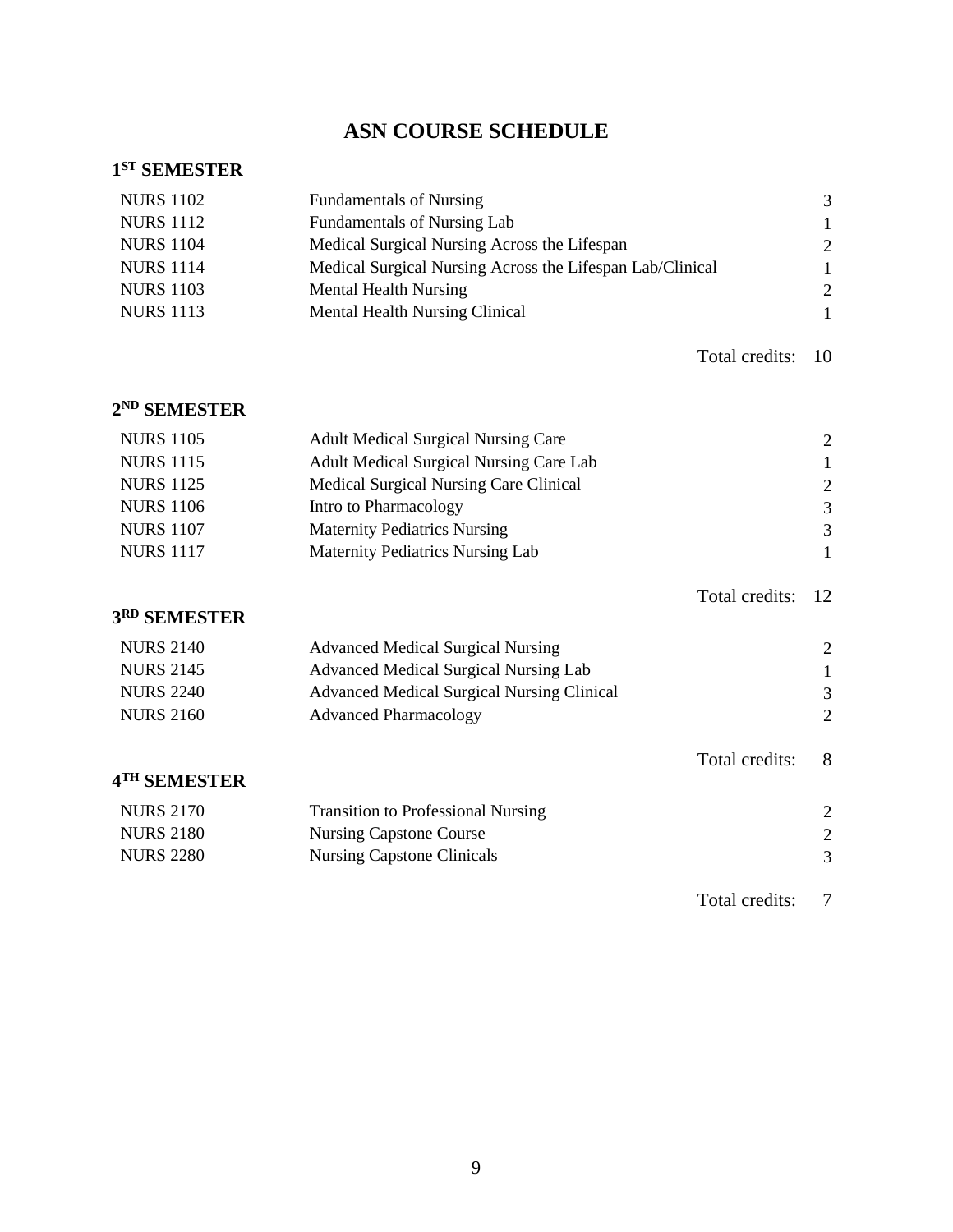# ASN COURSE SCHEDULE

## 1ST SEMESTER

| | | |
|---|---|---|
| NURS 1102 | Fundamentals of Nursing | 3 |
| NURS 1112 | Fundamentals of Nursing Lab | 1 |
| NURS 1104 | Medical Surgical Nursing Across the Lifespan | 2 |
| NURS 1114 | Medical Surgical Nursing Across the Lifespan Lab/Clinical | 1 |
| NURS 1103 | Mental Health Nursing | 2 |
| NURS 1113 | Mental Health Nursing Clinical | 1 |
| | Total credits: | 10 |

## 2ND SEMESTER

| | | |
|---|---|---|
| NURS 1105 | Adult Medical Surgical Nursing Care | 2 |
| NURS 1115 | Adult Medical Surgical Nursing Care Lab | 1 |
| NURS 1125 | Medical Surgical Nursing Care Clinical | 2 |
| NURS 1106 | Intro to Pharmacology | 3 |
| NURS 1107 | Maternity Pediatrics Nursing | 3 |
| NURS 1117 | Maternity Pediatrics Nursing Lab | 1 |
| | Total credits: | 12 |

## 3RD SEMESTER

| | | |
|---|---|---|
| NURS 2140 | Advanced Medical Surgical Nursing | 2 |
| NURS 2145 | Advanced Medical Surgical Nursing Lab | 1 |
| NURS 2240 | Advanced Medical Surgical Nursing Clinical | 3 |
| NURS 2160 | Advanced Pharmacology | 2 |
| | Total credits: | 8 |

## 4TH SEMESTER

| | | |
|---|---|---|
| NURS 2170 | Transition to Professional Nursing | 2 |
| NURS 2180 | Nursing Capstone Course | 2 |
| NURS 2280 | Nursing Capstone Clinicals | 3 |
| | Total credits: | 7 |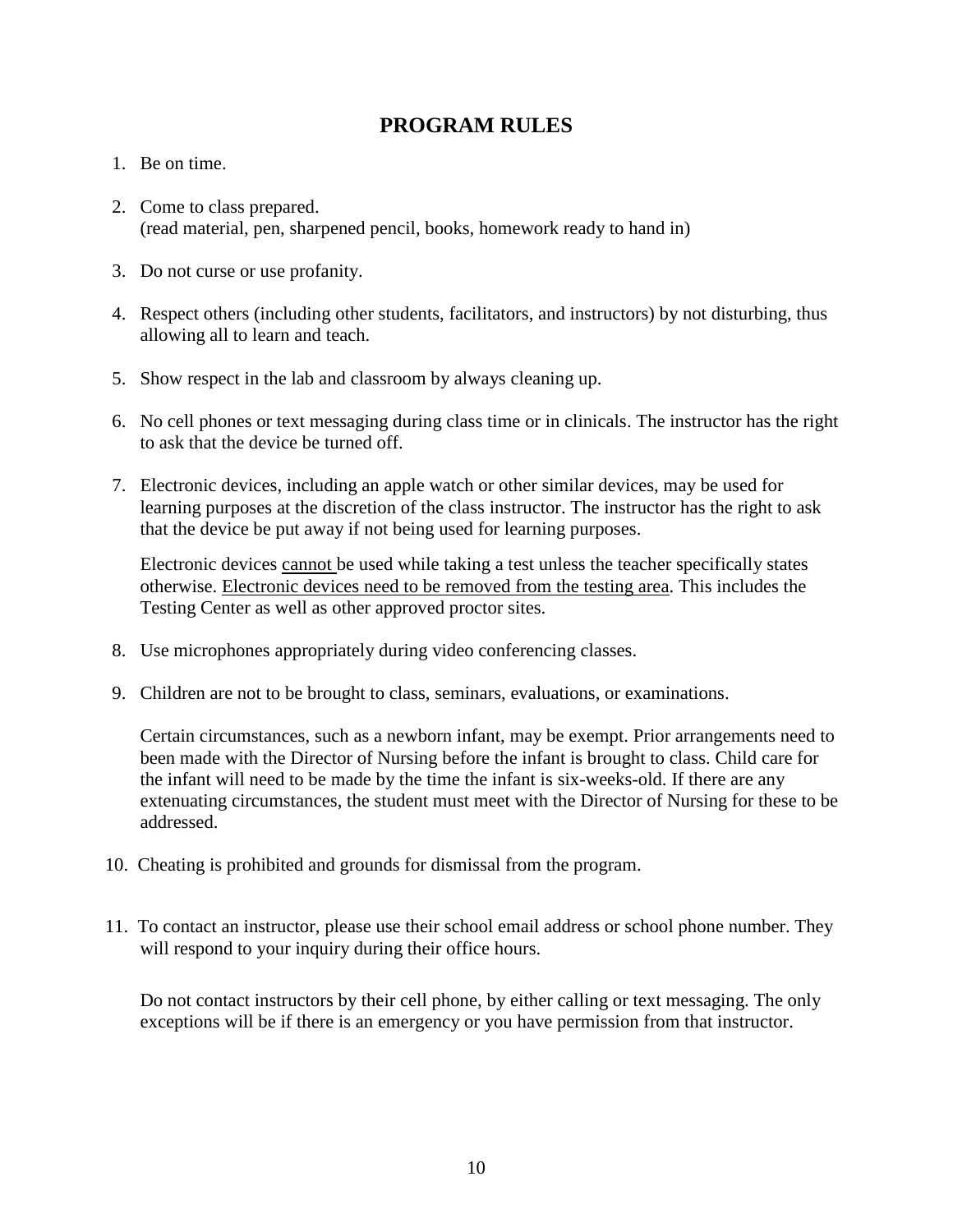# PROGRAM RULES

1. Be on time.

2. Come to class prepared.
   (read material, pen, sharpened pencil, books, homework ready to hand in)

3. Do not curse or use profanity.

4. Respect others (including other students, facilitators, and instructors) by not disturbing, thus allowing all to learn and teach.

5. Show respect in the lab and classroom by always cleaning up.

6. No cell phones or text messaging during class time or in clinicals. The instructor has the right to ask that the device be turned off.

7. Electronic devices, including an apple watch or other similar devices, may be used for learning purposes at the discretion of the class instructor. The instructor has the right to ask that the device be put away if not being used for learning purposes.

   Electronic devices <u>cannot</u> be used while taking a test unless the teacher specifically states otherwise. <u>Electronic devices need to be removed from the testing area</u>. This includes the Testing Center as well as other approved proctor sites.

8. Use microphones appropriately during video conferencing classes.

9. Children are not to be brought to class, seminars, evaluations, or examinations.

   Certain circumstances, such as a newborn infant, may be exempt. Prior arrangements need to been made with the Director of Nursing before the infant is brought to class. Child care for the infant will need to be made by the time the infant is six-weeks-old. If there are any extenuating circumstances, the student must meet with the Director of Nursing for these to be addressed.

10. Cheating is prohibited and grounds for dismissal from the program.

11. To contact an instructor, please use their school email address or school phone number. They will respond to your inquiry during their office hours.

    Do not contact instructors by their cell phone, by either calling or text messaging. The only exceptions will be if there is an emergency or you have permission from that instructor.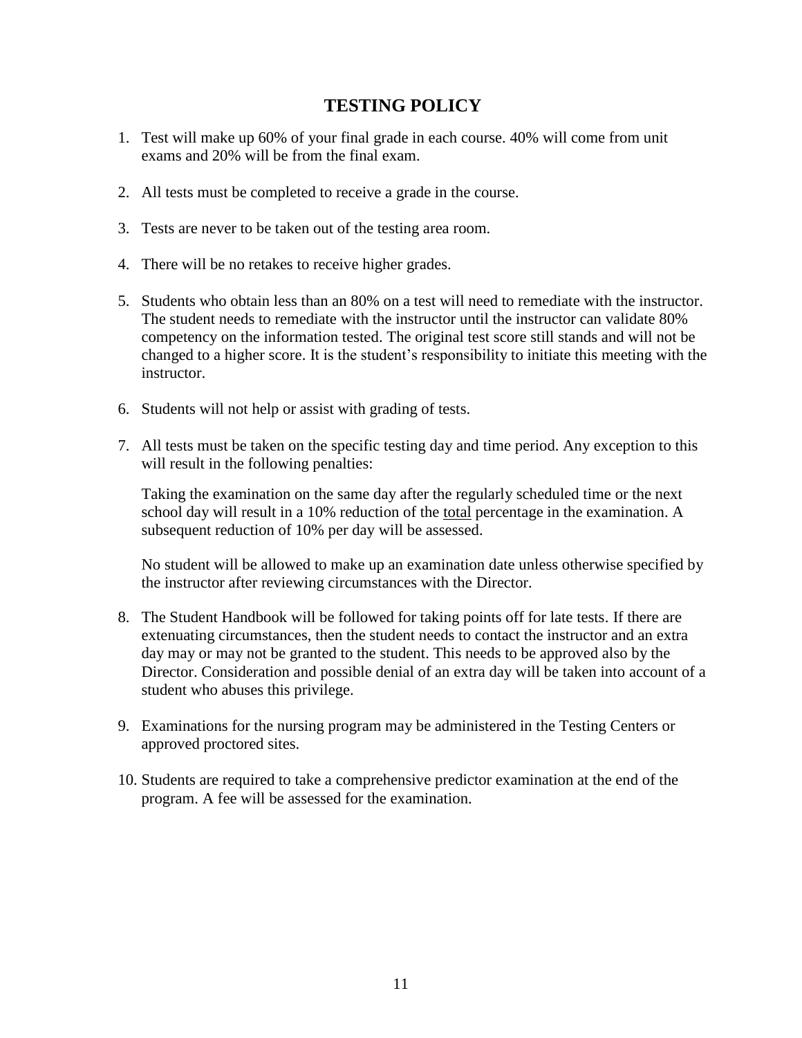# TESTING POLICY

1. Test will make up 60% of your final grade in each course. 40% will come from unit exams and 20% will be from the final exam.

2. All tests must be completed to receive a grade in the course.

3. Tests are never to be taken out of the testing area room.

4. There will be no retakes to receive higher grades.

5. Students who obtain less than an 80% on a test will need to remediate with the instructor. The student needs to remediate with the instructor until the instructor can validate 80% competency on the information tested. The original test score still stands and will not be changed to a higher score. It is the student's responsibility to initiate this meeting with the instructor.

6. Students will not help or assist with grading of tests.

7. All tests must be taken on the specific testing day and time period. Any exception to this will result in the following penalties:

   Taking the examination on the same day after the regularly scheduled time or the next school day will result in a 10% reduction of the <u>total</u> percentage in the examination. A subsequent reduction of 10% per day will be assessed.

   No student will be allowed to make up an examination date unless otherwise specified by the instructor after reviewing circumstances with the Director.

8. The Student Handbook will be followed for taking points off for late tests. If there are extenuating circumstances, then the student needs to contact the instructor and an extra day may or may not be granted to the student. This needs to be approved also by the Director. Consideration and possible denial of an extra day will be taken into account of a student who abuses this privilege.

9. Examinations for the nursing program may be administered in the Testing Centers or approved proctored sites.

10. Students are required to take a comprehensive predictor examination at the end of the program. A fee will be assessed for the examination.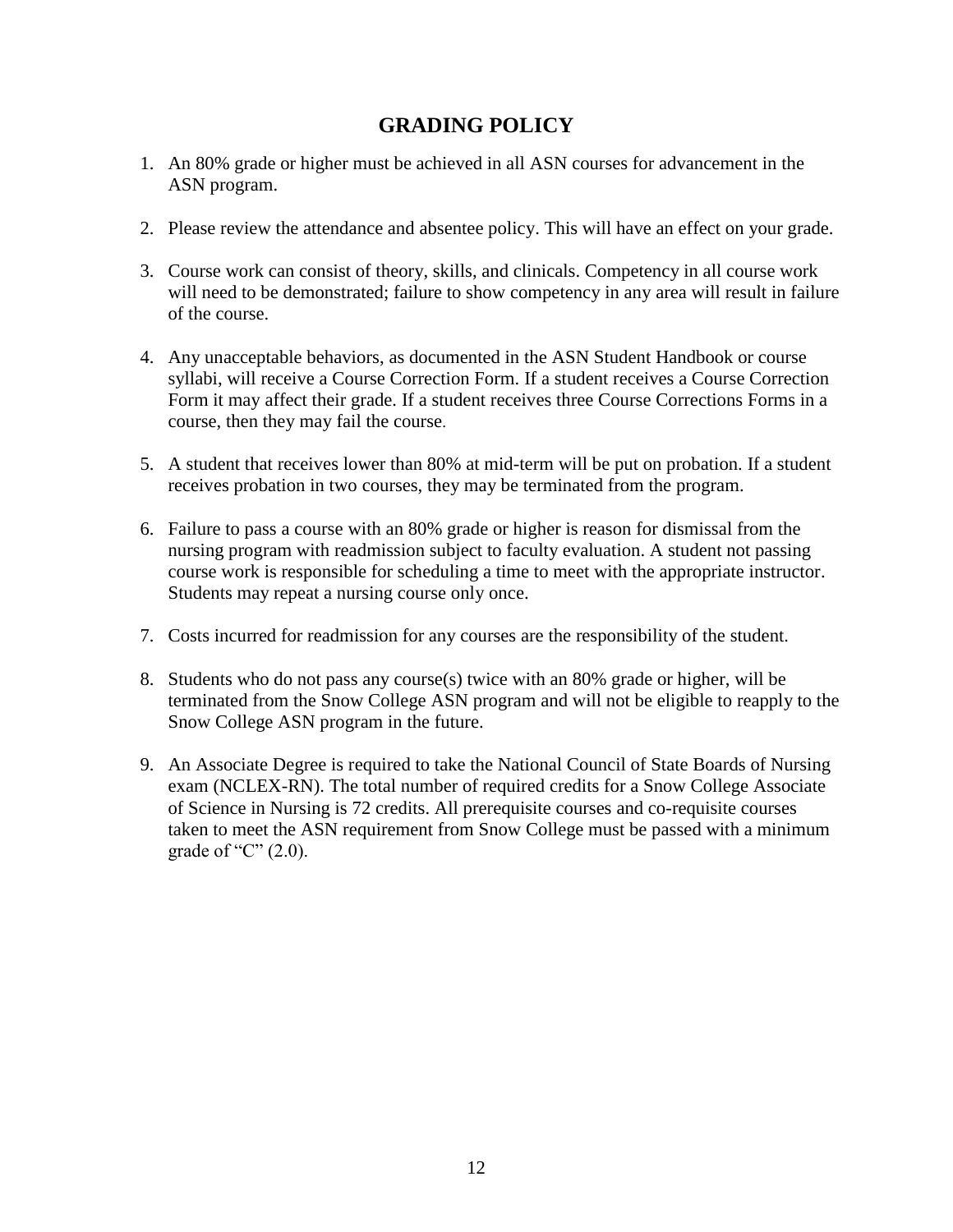# GRADING POLICY

1. An 80% grade or higher must be achieved in all ASN courses for advancement in the ASN program.

2. Please review the attendance and absentee policy. This will have an effect on your grade.

3. Course work can consist of theory, skills, and clinicals. Competency in all course work will need to be demonstrated; failure to show competency in any area will result in failure of the course.

4. Any unacceptable behaviors, as documented in the ASN Student Handbook or course syllabi, will receive a Course Correction Form. If a student receives a Course Correction Form it may affect their grade. If a student receives three Course Corrections Forms in a course, then they may fail the course.

5. A student that receives lower than 80% at mid-term will be put on probation. If a student receives probation in two courses, they may be terminated from the program.

6. Failure to pass a course with an 80% grade or higher is reason for dismissal from the nursing program with readmission subject to faculty evaluation. A student not passing course work is responsible for scheduling a time to meet with the appropriate instructor. Students may repeat a nursing course only once.

7. Costs incurred for readmission for any courses are the responsibility of the student.

8. Students who do not pass any course(s) twice with an 80% grade or higher, will be terminated from the Snow College ASN program and will not be eligible to reapply to the Snow College ASN program in the future.

9. An Associate Degree is required to take the National Council of State Boards of Nursing exam (NCLEX-RN). The total number of required credits for a Snow College Associate of Science in Nursing is 72 credits. All prerequisite courses and co-requisite courses taken to meet the ASN requirement from Snow College must be passed with a minimum grade of "C" (2.0).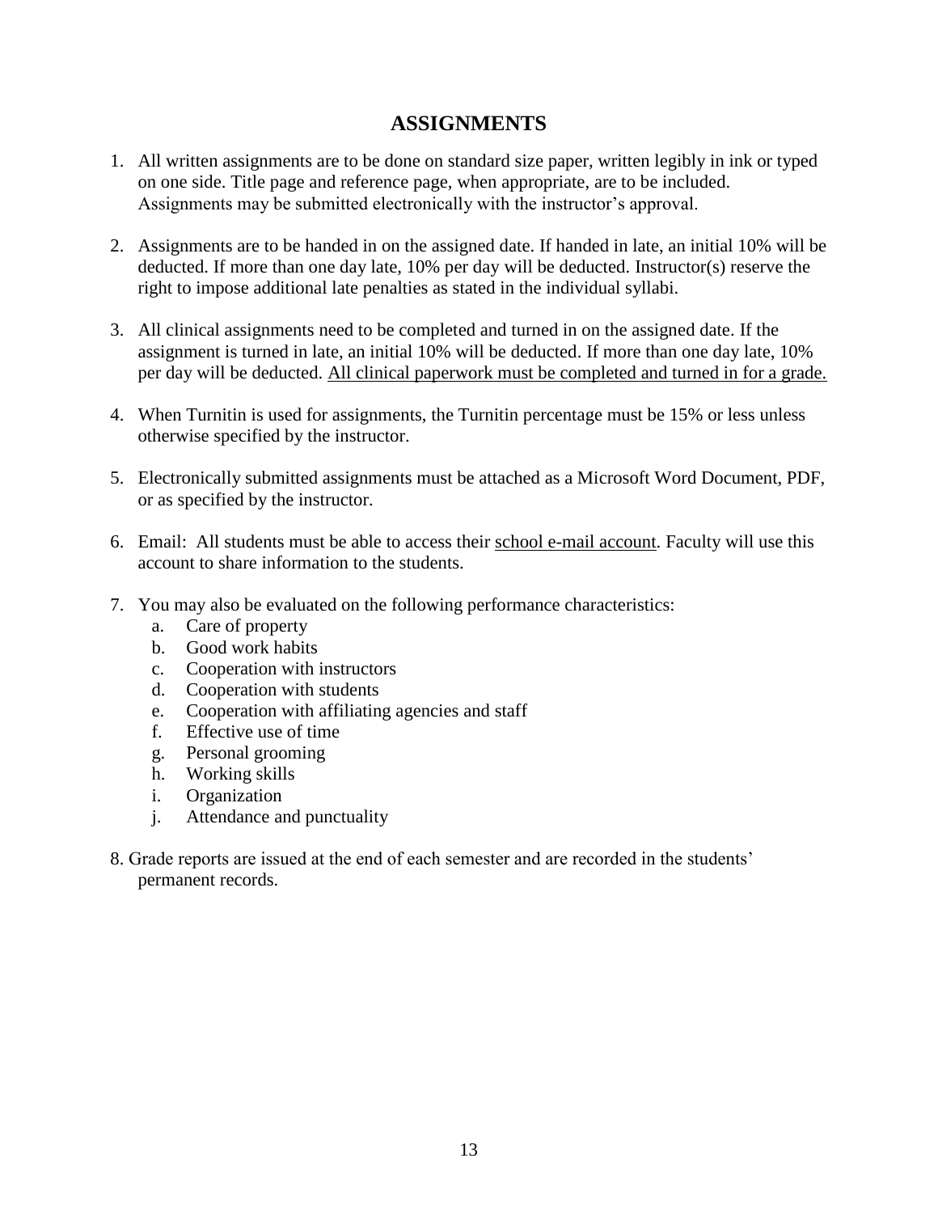## ASSIGNMENTS

1. All written assignments are to be done on standard size paper, written legibly in ink or typed on one side. Title page and reference page, when appropriate, are to be included. Assignments may be submitted electronically with the instructor's approval.

2. Assignments are to be handed in on the assigned date. If handed in late, an initial 10% will be deducted. If more than one day late, 10% per day will be deducted. Instructor(s) reserve the right to impose additional late penalties as stated in the individual syllabi.

3. All clinical assignments need to be completed and turned in on the assigned date. If the assignment is turned in late, an initial 10% will be deducted. If more than one day late, 10% per day will be deducted. <u>All clinical paperwork must be completed and turned in for a grade.</u>

4. When Turnitin is used for assignments, the Turnitin percentage must be 15% or less unless otherwise specified by the instructor.

5. Electronically submitted assignments must be attached as a Microsoft Word Document, PDF, or as specified by the instructor.

6. Email: All students must be able to access their <u>school e-mail account</u>. Faculty will use this account to share information to the students.

7. You may also be evaluated on the following performance characteristics:
   a. Care of property
   b. Good work habits
   c. Cooperation with instructors
   d. Cooperation with students
   e. Cooperation with affiliating agencies and staff
   f. Effective use of time
   g. Personal grooming
   h. Working skills
   i. Organization
   j. Attendance and punctuality

8. Grade reports are issued at the end of each semester and are recorded in the students' permanent records.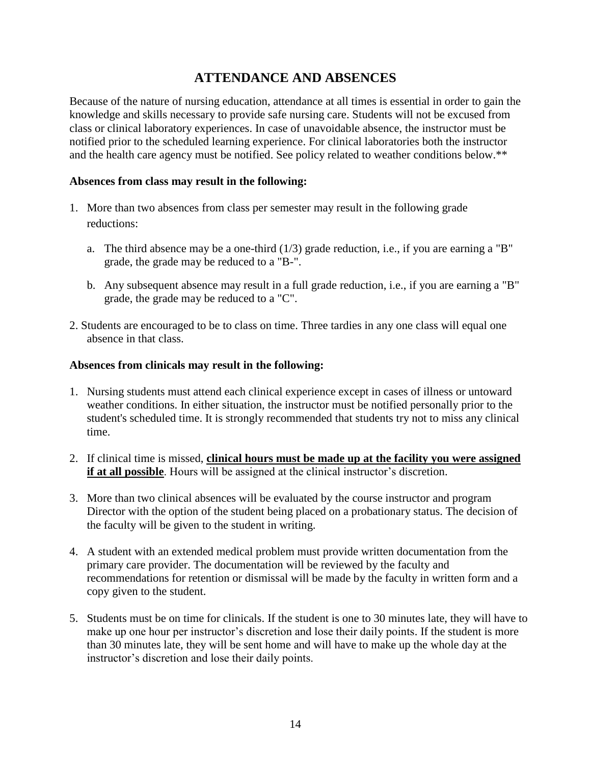# ATTENDANCE AND ABSENCES

Because of the nature of nursing education, attendance at all times is essential in order to gain the knowledge and skills necessary to provide safe nursing care. Students will not be excused from class or clinical laboratory experiences. In case of unavoidable absence, the instructor must be notified prior to the scheduled learning experience. For clinical laboratories both the instructor and the health care agency must be notified. See policy related to weather conditions below.**

**Absences from class may result in the following:**

1. More than two absences from class per semester may result in the following grade reductions:

   a. The third absence may be a one-third (1/3) grade reduction, i.e., if you are earning a "B" grade, the grade may be reduced to a "B-".

   b. Any subsequent absence may result in a full grade reduction, i.e., if you are earning a "B" grade, the grade may be reduced to a "C".

2. Students are encouraged to be to class on time. Three tardies in any one class will equal one absence in that class.

**Absences from clinicals may result in the following:**

1. Nursing students must attend each clinical experience except in cases of illness or untoward weather conditions. In either situation, the instructor must be notified personally prior to the student's scheduled time. It is strongly recommended that students try not to miss any clinical time.

2. If clinical time is missed, **<u>clinical hours must be made up at the facility you were assigned if at all possible</u>**. Hours will be assigned at the clinical instructor's discretion.

3. More than two clinical absences will be evaluated by the course instructor and program Director with the option of the student being placed on a probationary status. The decision of the faculty will be given to the student in writing.

4. A student with an extended medical problem must provide written documentation from the primary care provider. The documentation will be reviewed by the faculty and recommendations for retention or dismissal will be made by the faculty in written form and a copy given to the student.

5. Students must be on time for clinicals. If the student is one to 30 minutes late, they will have to make up one hour per instructor's discretion and lose their daily points. If the student is more than 30 minutes late, they will be sent home and will have to make up the whole day at the instructor's discretion and lose their daily points.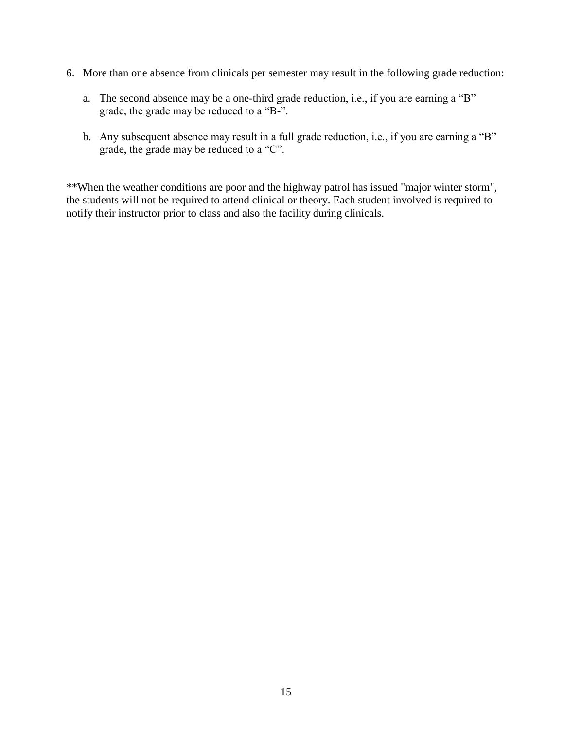6. More than one absence from clinicals per semester may result in the following grade reduction:

    a. The second absence may be a one-third grade reduction, i.e., if you are earning a “B” grade, the grade may be reduced to a “B-”.

    b. Any subsequent absence may result in a full grade reduction, i.e., if you are earning a “B” grade, the grade may be reduced to a “C”.

**When the weather conditions are poor and the highway patrol has issued "major winter storm", the students will not be required to attend clinical or theory. Each student involved is required to notify their instructor prior to class and also the facility during clinicals.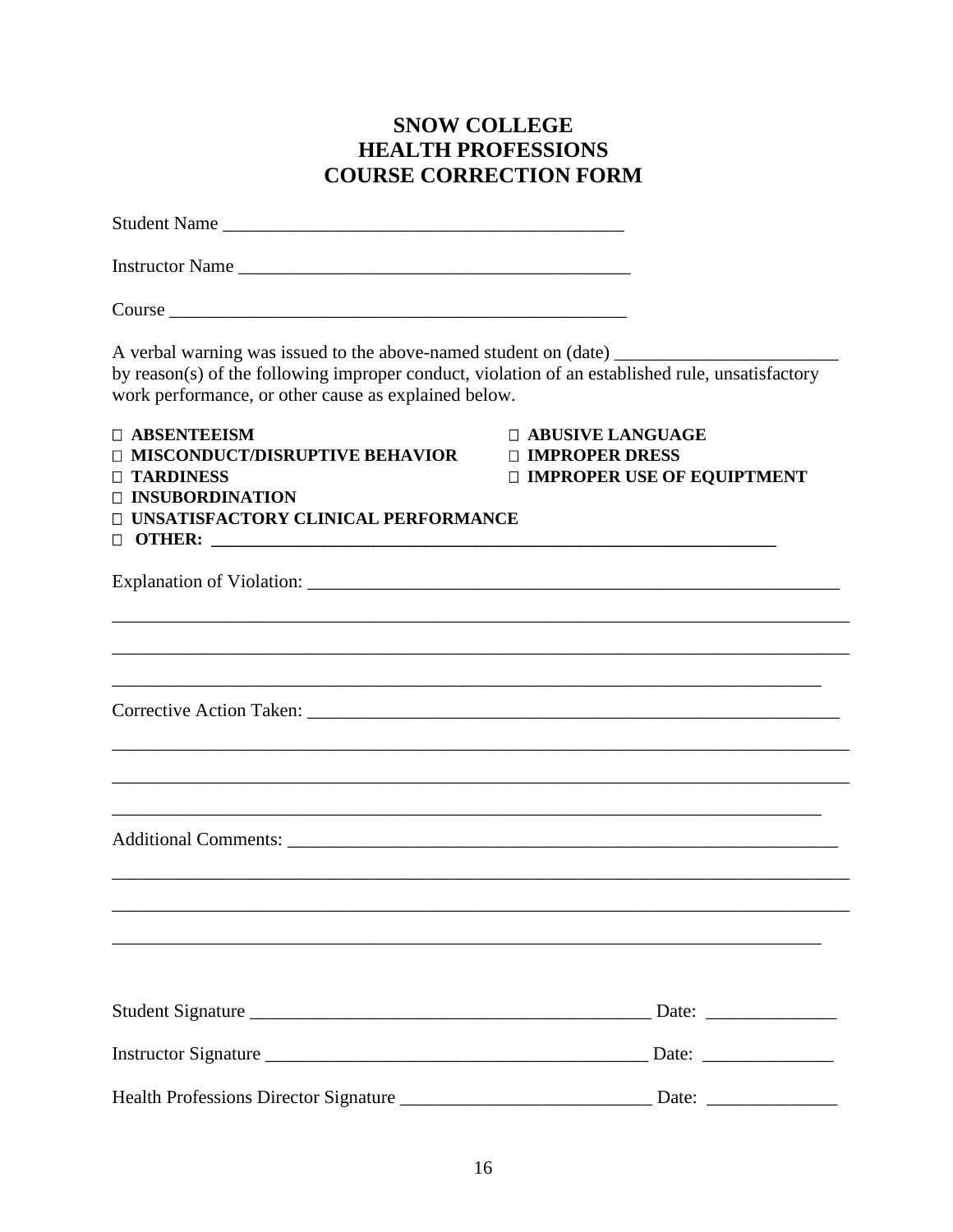# SNOW COLLEGE
# HEALTH PROFESSIONS
# COURSE CORRECTION FORM

Student Name ___________________________________________

Instructor Name ___________________________________________

Course ___________________________________________________

A verbal warning was issued to the above-named student on (date) ________________________ by reason(s) of the following improper conduct, violation of an established rule, unsatisfactory work performance, or other cause as explained below.

- ☐ **ABSENTEEISM**
- ☐ **MISCONDUCT/DISRUPTIVE BEHAVIOR**
- ☐ **TARDINESS**
- ☐ **INSUBORDINATION**
- ☐ **UNSATISFACTORY CLINICAL PERFORMANCE**
- ☐ **ABUSIVE LANGUAGE**
- ☐ **IMPROPER DRESS**
- ☐ **IMPROPER USE OF EQUIPTMENT**
- ☐ **OTHER: ______________________________________________________________**

Explanation of Violation: ____________________________________________________________

______________________________________________________________________________

______________________________________________________________________________

_____________________________________________________________________________

Corrective Action Taken: ____________________________________________________________

______________________________________________________________________________

______________________________________________________________________________

_____________________________________________________________________________

Additional Comments: _______________________________________________________________

______________________________________________________________________________

______________________________________________________________________________

_____________________________________________________________________________

Student Signature ____________________________________________ Date: ______________

Instructor Signature _________________________________________ Date: ______________

Health Professions Director Signature ___________________________ Date: ______________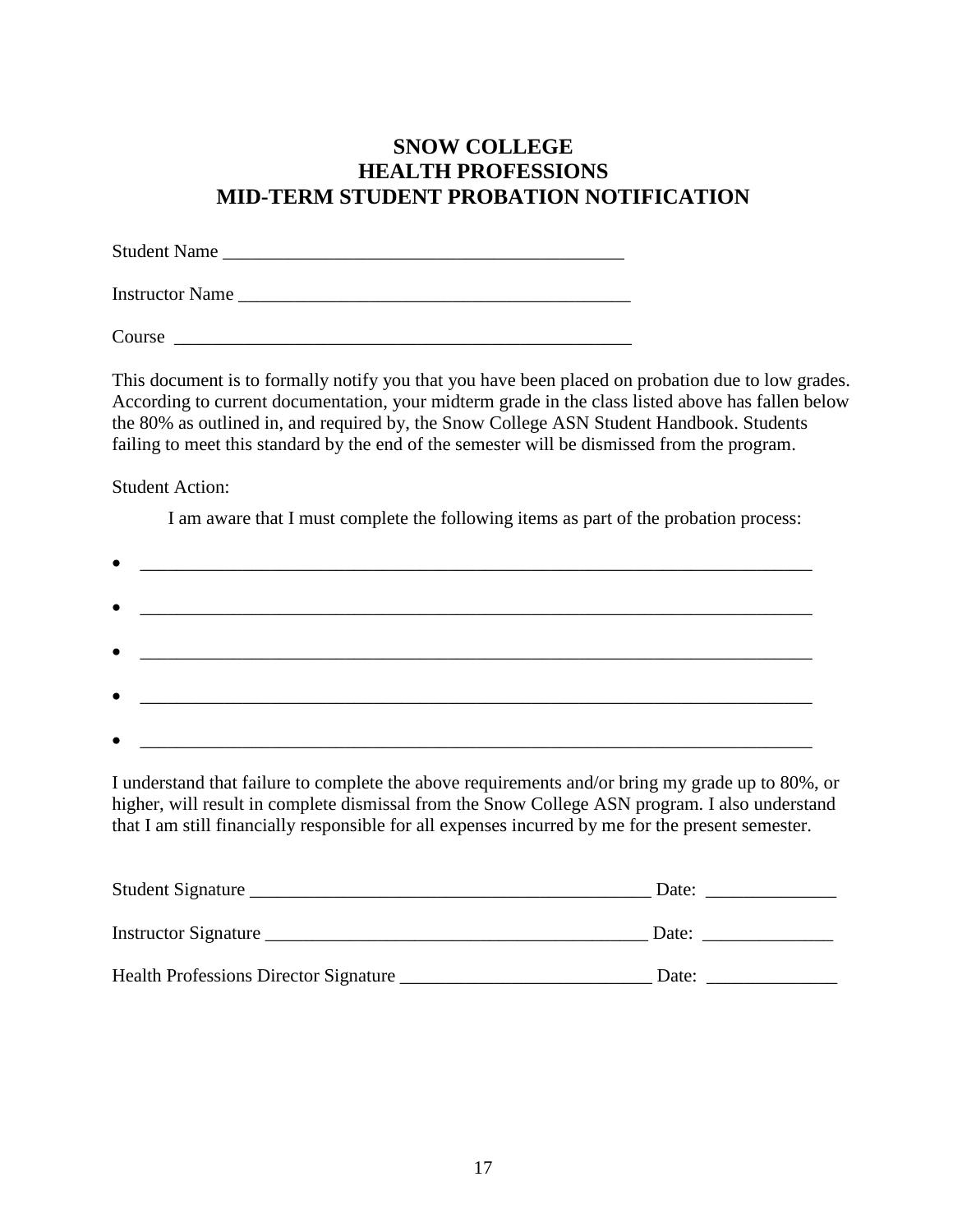# SNOW COLLEGE
# HEALTH PROFESSIONS
# MID-TERM STUDENT PROBATION NOTIFICATION

Student Name ___________________________________________

Instructor Name ___________________________________________

Course ___________________________________________________

This document is to formally notify you that you have been placed on probation due to low grades. According to current documentation, your midterm grade in the class listed above has fallen below the 80% as outlined in, and required by, the Snow College ASN Student Handbook. Students failing to meet this standard by the end of the semester will be dismissed from the program.

Student Action:

I am aware that I must complete the following items as part of the probation process:

- ________________________________________________________________________
- ________________________________________________________________________
- ________________________________________________________________________
- ________________________________________________________________________
- ________________________________________________________________________

I understand that failure to complete the above requirements and/or bring my grade up to 80%, or higher, will result in complete dismissal from the Snow College ASN program. I also understand that I am still financially responsible for all expenses incurred by me for the present semester.

Student Signature ____________________________________________ Date: ______________

Instructor Signature __________________________________________ Date: ______________

Health Professions Director Signature ___________________________ Date: ______________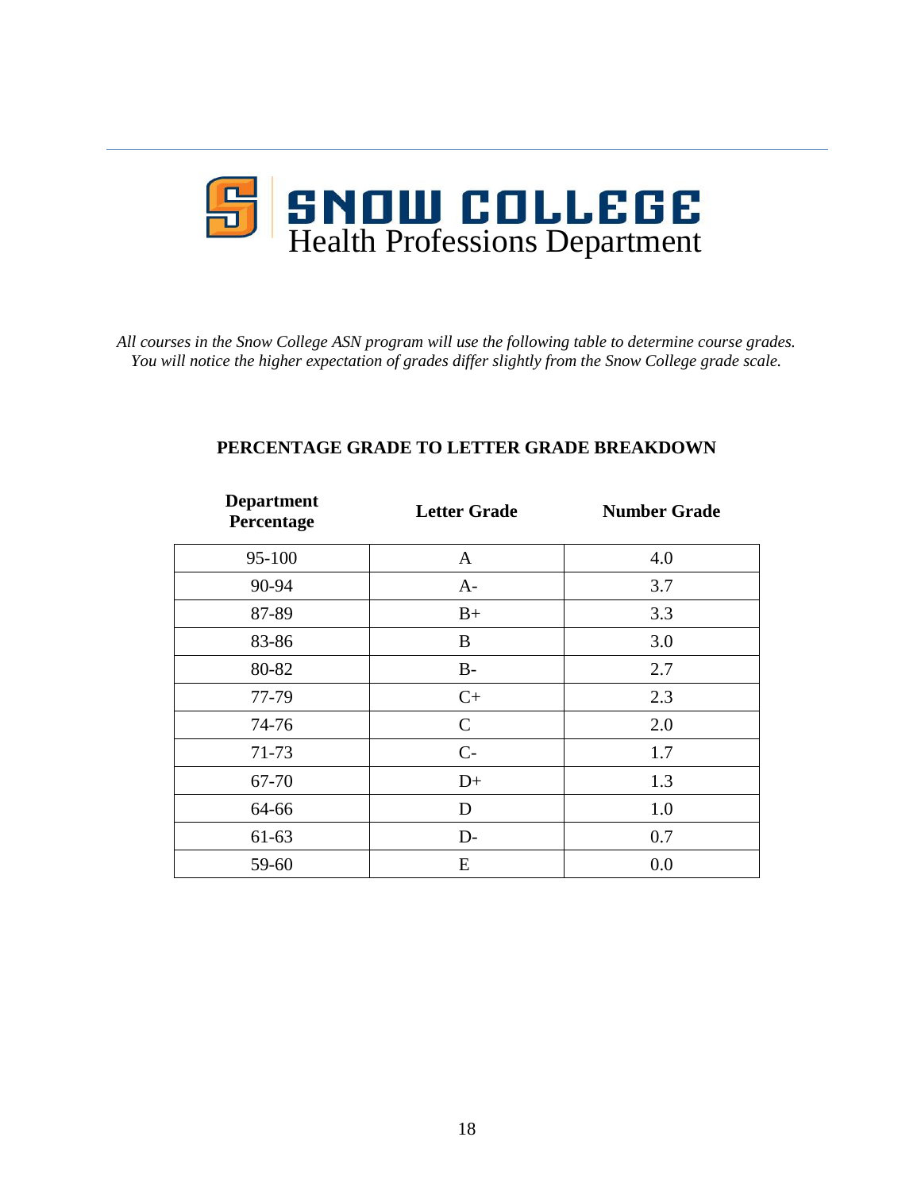# SNOW COLLEGE
Health Professions Department

*All courses in the Snow College ASN program will use the following table to determine course grades. You will notice the higher expectation of grades differ slightly from the Snow College grade scale.*

**PERCENTAGE GRADE TO LETTER GRADE BREAKDOWN**

| Department Percentage | Letter Grade | Number Grade |
|---|---|---|
| 95-100 | A | 4.0 |
| 90-94 | A- | 3.7 |
| 87-89 | B+ | 3.3 |
| 83-86 | B | 3.0 |
| 80-82 | B- | 2.7 |
| 77-79 | C+ | 2.3 |
| 74-76 | C | 2.0 |
| 71-73 | C- | 1.7 |
| 67-70 | D+ | 1.3 |
| 64-66 | D | 1.0 |
| 61-63 | D- | 0.7 |
| 59-60 | E | 0.0 |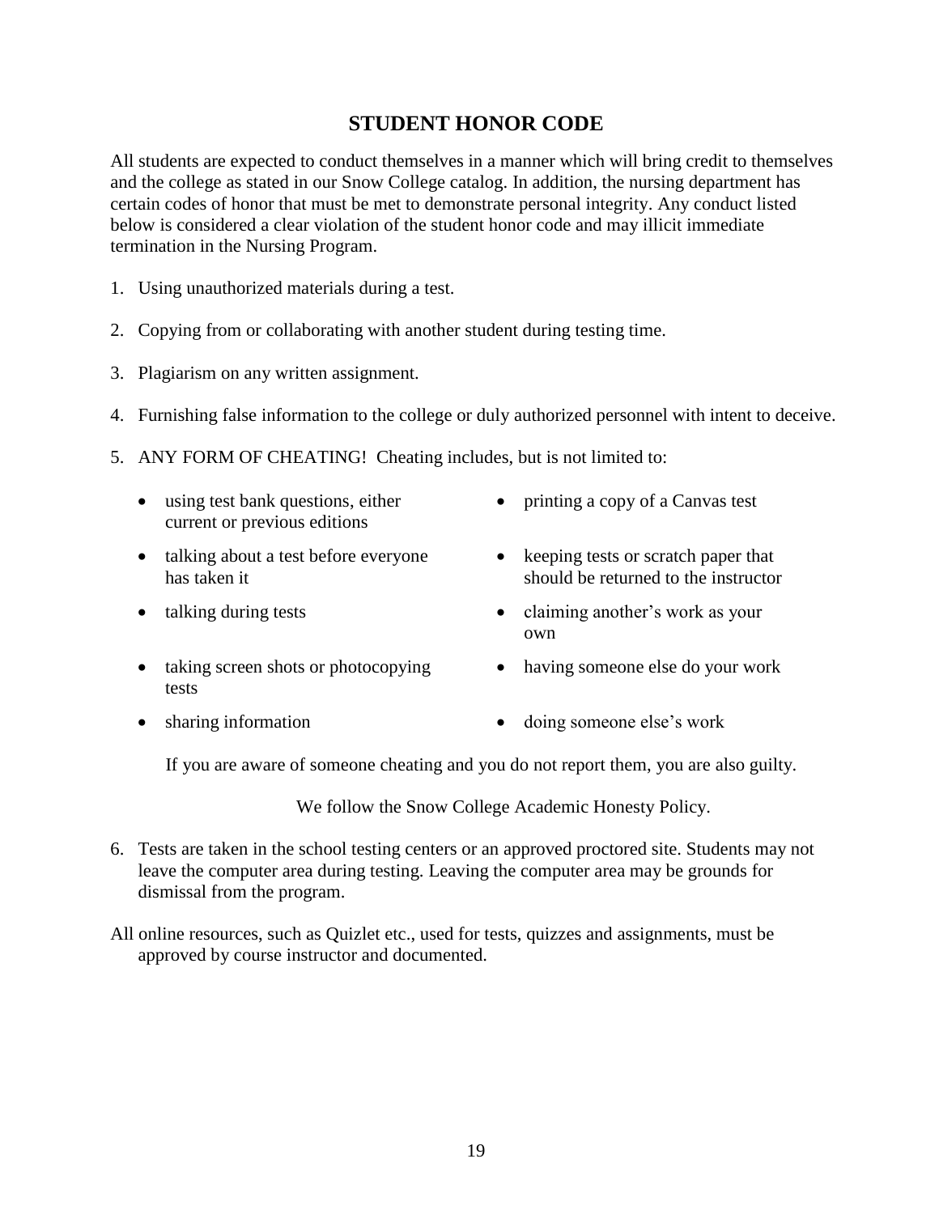# STUDENT HONOR CODE

All students are expected to conduct themselves in a manner which will bring credit to themselves and the college as stated in our Snow College catalog. In addition, the nursing department has certain codes of honor that must be met to demonstrate personal integrity. Any conduct listed below is considered a clear violation of the student honor code and may illicit immediate termination in the Nursing Program.

1. Using unauthorized materials during a test.
2. Copying from or collaborating with another student during testing time.
3. Plagiarism on any written assignment.
4. Furnishing false information to the college or duly authorized personnel with intent to deceive.
5. ANY FORM OF CHEATING! Cheating includes, but is not limited to:
   - using test bank questions, either current or previous editions
   - talking about a test before everyone has taken it
   - talking during tests
   - taking screen shots or photocopying tests
   - sharing information
   - printing a copy of a Canvas test
   - keeping tests or scratch paper that should be returned to the instructor
   - claiming another's work as your own
   - having someone else do your work
   - doing someone else's work

   If you are aware of someone cheating and you do not report them, you are also guilty.

   We follow the Snow College Academic Honesty Policy.

6. Tests are taken in the school testing centers or an approved proctored site. Students may not leave the computer area during testing. Leaving the computer area may be grounds for dismissal from the program.

All online resources, such as Quizlet etc., used for tests, quizzes and assignments, must be approved by course instructor and documented.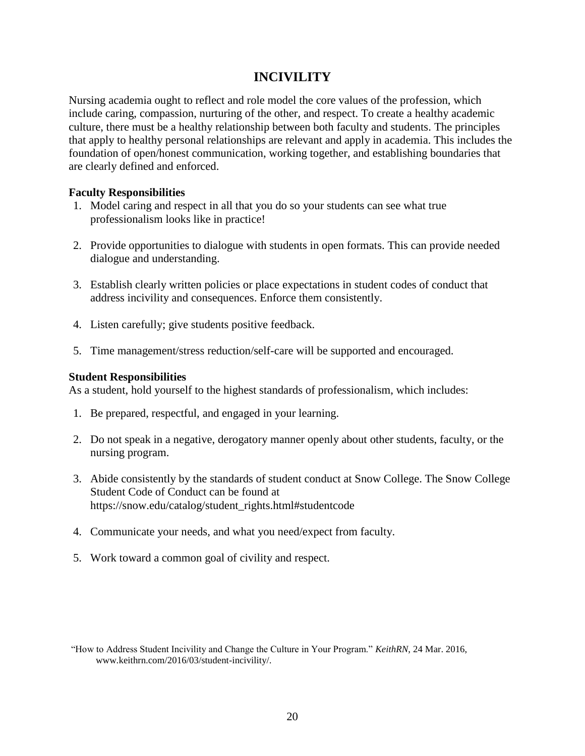# INCIVILITY

Nursing academia ought to reflect and role model the core values of the profession, which include caring, compassion, nurturing of the other, and respect. To create a healthy academic culture, there must be a healthy relationship between both faculty and students. The principles that apply to healthy personal relationships are relevant and apply in academia. This includes the foundation of open/honest communication, working together, and establishing boundaries that are clearly defined and enforced.

**Faculty Responsibilities**

1. Model caring and respect in all that you do so your students can see what true professionalism looks like in practice!
2. Provide opportunities to dialogue with students in open formats. This can provide needed dialogue and understanding.
3. Establish clearly written policies or place expectations in student codes of conduct that address incivility and consequences. Enforce them consistently.
4. Listen carefully; give students positive feedback.
5. Time management/stress reduction/self-care will be supported and encouraged.

**Student Responsibilities**

As a student, hold yourself to the highest standards of professionalism, which includes:

1. Be prepared, respectful, and engaged in your learning.
2. Do not speak in a negative, derogatory manner openly about other students, faculty, or the nursing program.
3. Abide consistently by the standards of student conduct at Snow College. The Snow College Student Code of Conduct can be found at https://snow.edu/catalog/student_rights.html#studentcode
4. Communicate your needs, and what you need/expect from faculty.
5. Work toward a common goal of civility and respect.

"How to Address Student Incivility and Change the Culture in Your Program." *KeithRN*, 24 Mar. 2016, www.keithrn.com/2016/03/student-incivility/.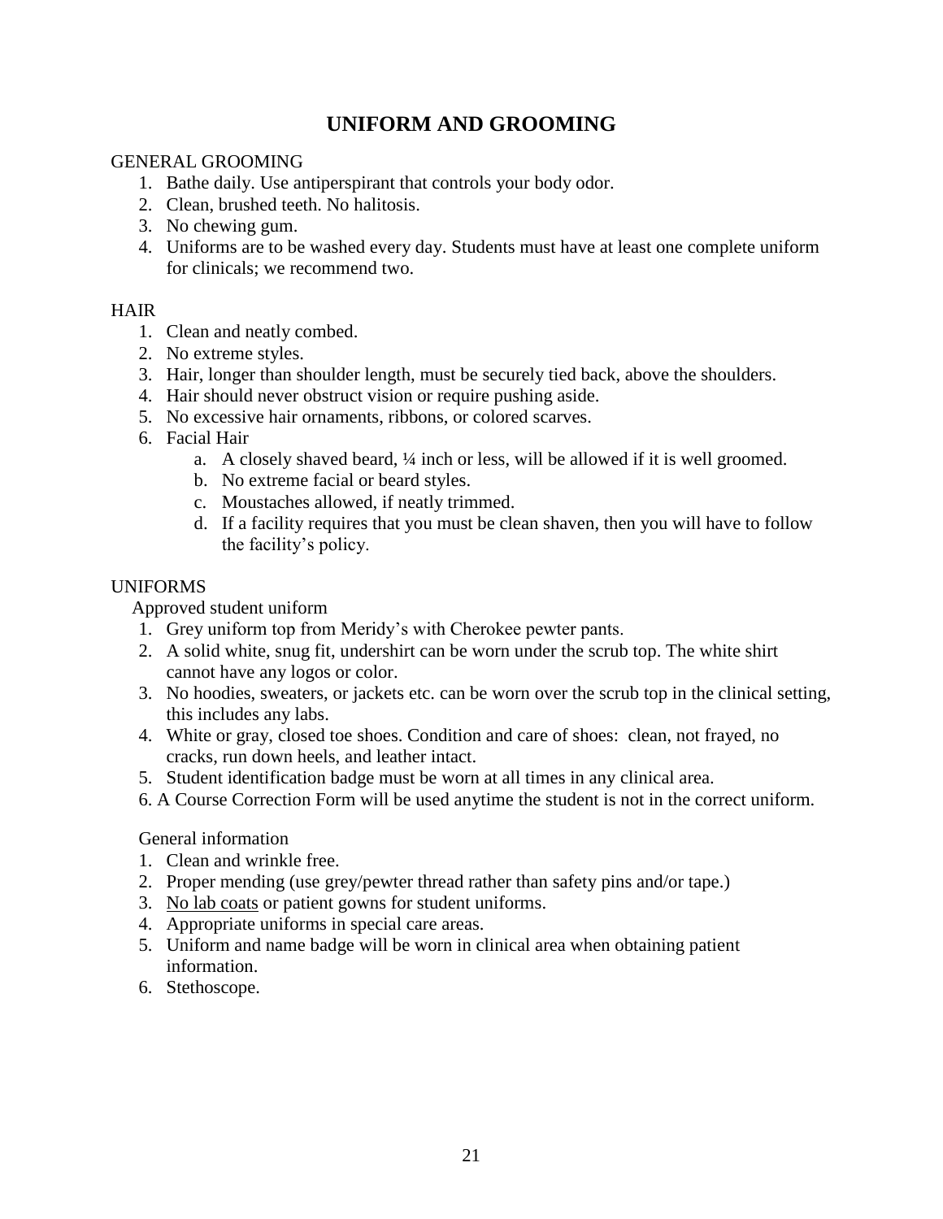# UNIFORM AND GROOMING

GENERAL GROOMING

1. Bathe daily. Use antiperspirant that controls your body odor.
2. Clean, brushed teeth. No halitosis.
3. No chewing gum.
4. Uniforms are to be washed every day. Students must have at least one complete uniform for clinicals; we recommend two.

HAIR

1. Clean and neatly combed.
2. No extreme styles.
3. Hair, longer than shoulder length, must be securely tied back, above the shoulders.
4. Hair should never obstruct vision or require pushing aside.
5. No excessive hair ornaments, ribbons, or colored scarves.
6. Facial Hair
   a. A closely shaved beard, ¼ inch or less, will be allowed if it is well groomed.
   b. No extreme facial or beard styles.
   c. Moustaches allowed, if neatly trimmed.
   d. If a facility requires that you must be clean shaven, then you will have to follow the facility's policy.

UNIFORMS

Approved student uniform

1. Grey uniform top from Meridy's with Cherokee pewter pants.
2. A solid white, snug fit, undershirt can be worn under the scrub top. The white shirt cannot have any logos or color.
3. No hoodies, sweaters, or jackets etc. can be worn over the scrub top in the clinical setting, this includes any labs.
4. White or gray, closed toe shoes. Condition and care of shoes: clean, not frayed, no cracks, run down heels, and leather intact.
5. Student identification badge must be worn at all times in any clinical area.
6. A Course Correction Form will be used anytime the student is not in the correct uniform.

General information

1. Clean and wrinkle free.
2. Proper mending (use grey/pewter thread rather than safety pins and/or tape.)
3. <u>No lab coats</u> or patient gowns for student uniforms.
4. Appropriate uniforms in special care areas.
5. Uniform and name badge will be worn in clinical area when obtaining patient information.
6. Stethoscope.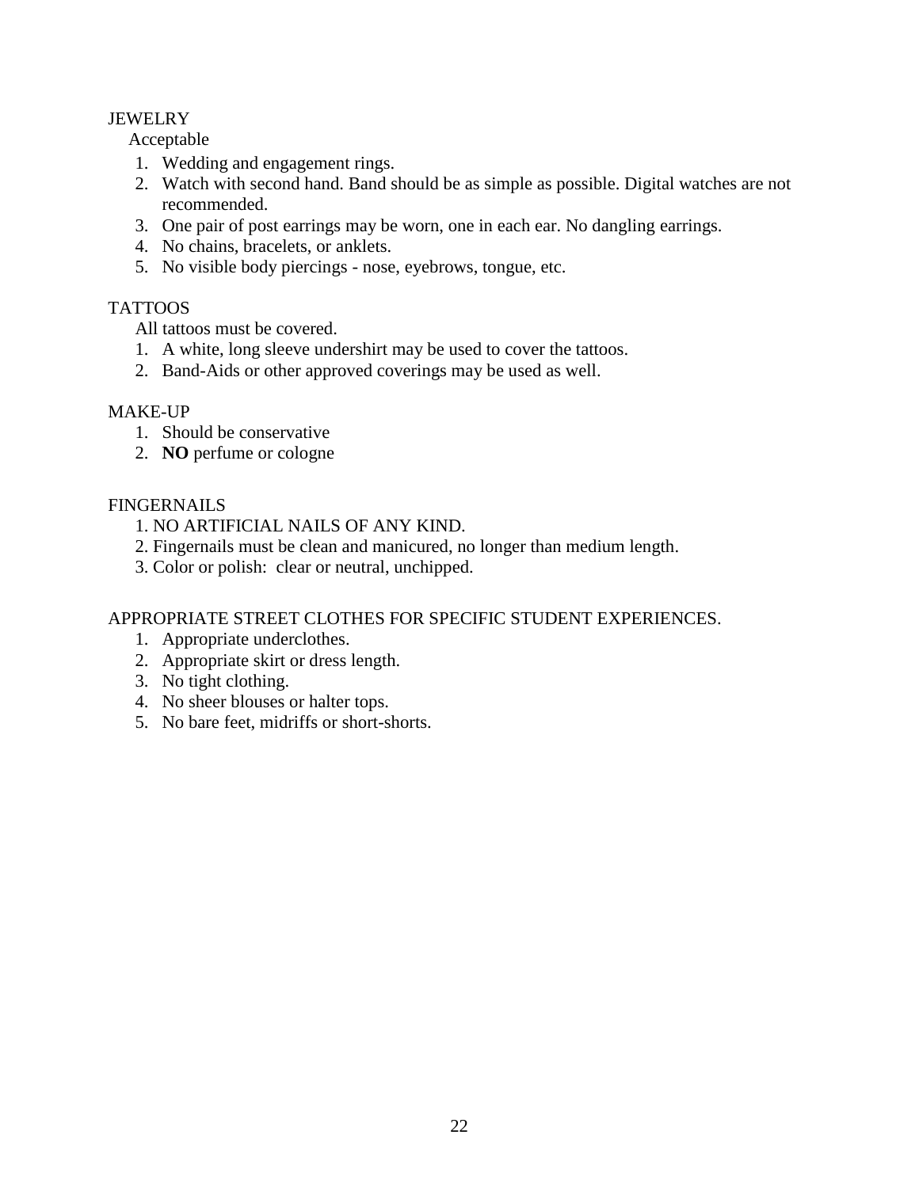## JEWELRY

Acceptable

1. Wedding and engagement rings.
2. Watch with second hand. Band should be as simple as possible. Digital watches are not recommended.
3. One pair of post earrings may be worn, one in each ear. No dangling earrings.
4. No chains, bracelets, or anklets.
5. No visible body piercings - nose, eyebrows, tongue, etc.

## TATTOOS

All tattoos must be covered.

1. A white, long sleeve undershirt may be used to cover the tattoos.
2. Band-Aids or other approved coverings may be used as well.

## MAKE-UP

1. Should be conservative
2. **NO** perfume or cologne

## FINGERNAILS

1. NO ARTIFICIAL NAILS OF ANY KIND.
2. Fingernails must be clean and manicured, no longer than medium length.
3. Color or polish: clear or neutral, unchipped.

## APPROPRIATE STREET CLOTHES FOR SPECIFIC STUDENT EXPERIENCES.

1. Appropriate underclothes.
2. Appropriate skirt or dress length.
3. No tight clothing.
4. No sheer blouses or halter tops.
5. No bare feet, midriffs or short-shorts.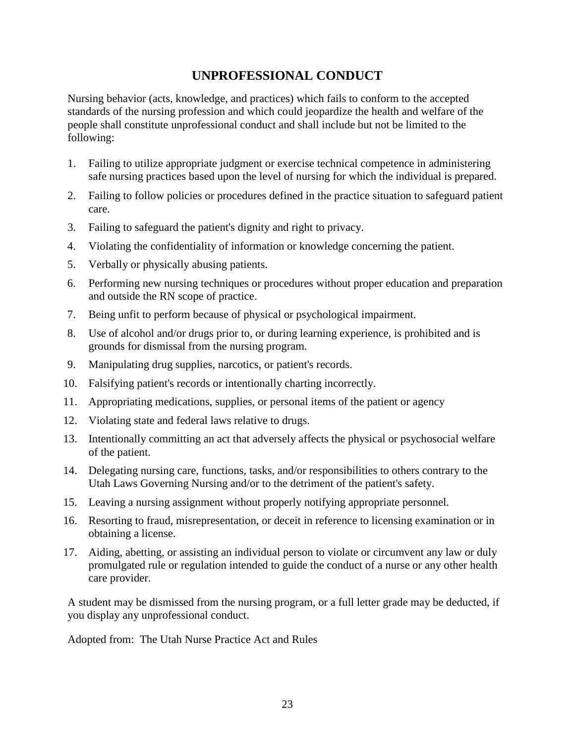# UNPROFESSIONAL CONDUCT

Nursing behavior (acts, knowledge, and practices) which fails to conform to the accepted standards of the nursing profession and which could jeopardize the health and welfare of the people shall constitute unprofessional conduct and shall include but not be limited to the following:

1. Failing to utilize appropriate judgment or exercise technical competence in administering safe nursing practices based upon the level of nursing for which the individual is prepared.
2. Failing to follow policies or procedures defined in the practice situation to safeguard patient care.
3. Failing to safeguard the patient's dignity and right to privacy.
4. Violating the confidentiality of information or knowledge concerning the patient.
5. Verbally or physically abusing patients.
6. Performing new nursing techniques or procedures without proper education and preparation and outside the RN scope of practice.
7. Being unfit to perform because of physical or psychological impairment.
8. Use of alcohol and/or drugs prior to, or during learning experience, is prohibited and is grounds for dismissal from the nursing program.
9. Manipulating drug supplies, narcotics, or patient's records.
10. Falsifying patient's records or intentionally charting incorrectly.
11. Appropriating medications, supplies, or personal items of the patient or agency
12. Violating state and federal laws relative to drugs.
13. Intentionally committing an act that adversely affects the physical or psychosocial welfare of the patient.
14. Delegating nursing care, functions, tasks, and/or responsibilities to others contrary to the Utah Laws Governing Nursing and/or to the detriment of the patient's safety.
15. Leaving a nursing assignment without properly notifying appropriate personnel.
16. Resorting to fraud, misrepresentation, or deceit in reference to licensing examination or in obtaining a license.
17. Aiding, abetting, or assisting an individual person to violate or circumvent any law or duly promulgated rule or regulation intended to guide the conduct of a nurse or any other health care provider.

A student may be dismissed from the nursing program, or a full letter grade may be deducted, if you display any unprofessional conduct.

Adopted from: The Utah Nurse Practice Act and Rules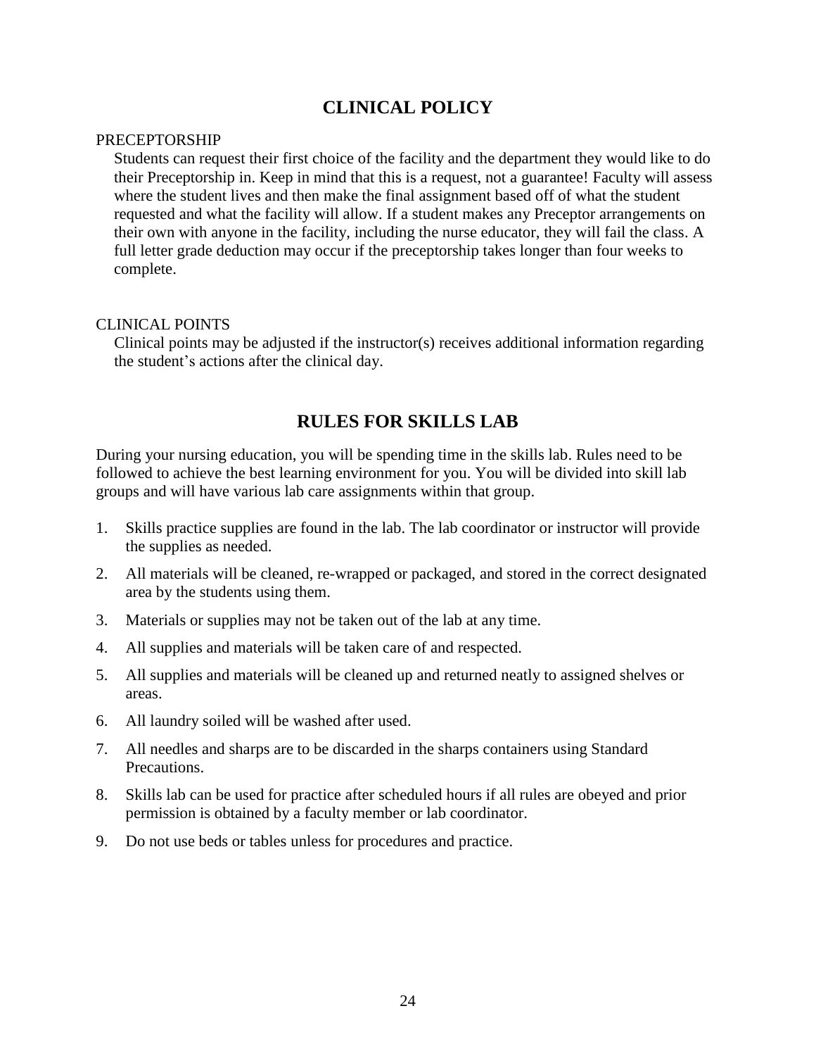## CLINICAL POLICY

### PRECEPTORSHIP

Students can request their first choice of the facility and the department they would like to do their Preceptorship in. Keep in mind that this is a request, not a guarantee! Faculty will assess where the student lives and then make the final assignment based off of what the student requested and what the facility will allow. If a student makes any Preceptor arrangements on their own with anyone in the facility, including the nurse educator, they will fail the class. A full letter grade deduction may occur if the preceptorship takes longer than four weeks to complete.

### CLINICAL POINTS

Clinical points may be adjusted if the instructor(s) receives additional information regarding the student's actions after the clinical day.

## RULES FOR SKILLS LAB

During your nursing education, you will be spending time in the skills lab. Rules need to be followed to achieve the best learning environment for you. You will be divided into skill lab groups and will have various lab care assignments within that group.

1. Skills practice supplies are found in the lab. The lab coordinator or instructor will provide the supplies as needed.
2. All materials will be cleaned, re-wrapped or packaged, and stored in the correct designated area by the students using them.
3. Materials or supplies may not be taken out of the lab at any time.
4. All supplies and materials will be taken care of and respected.
5. All supplies and materials will be cleaned up and returned neatly to assigned shelves or areas.
6. All laundry soiled will be washed after used.
7. All needles and sharps are to be discarded in the sharps containers using Standard Precautions.
8. Skills lab can be used for practice after scheduled hours if all rules are obeyed and prior permission is obtained by a faculty member or lab coordinator.
9. Do not use beds or tables unless for procedures and practice.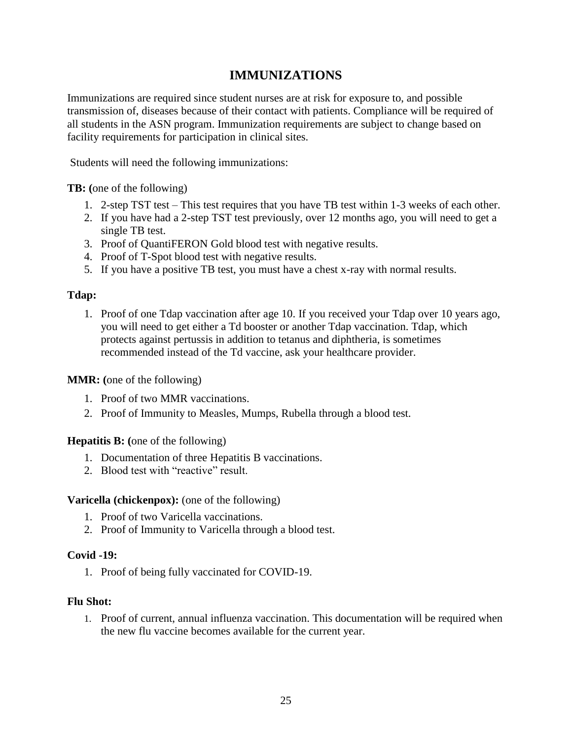# IMMUNIZATIONS

Immunizations are required since student nurses are at risk for exposure to, and possible transmission of, diseases because of their contact with patients. Compliance will be required of all students in the ASN program. Immunization requirements are subject to change based on facility requirements for participation in clinical sites.

Students will need the following immunizations:

**TB: (**one of the following)

1. 2-step TST test – This test requires that you have TB test within 1-3 weeks of each other.
2. If you have had a 2-step TST test previously, over 12 months ago, you will need to get a single TB test.
3. Proof of QuantiFERON Gold blood test with negative results.
4. Proof of T-Spot blood test with negative results.
5. If you have a positive TB test, you must have a chest x-ray with normal results.

**Tdap:**

1. Proof of one Tdap vaccination after age 10. If you received your Tdap over 10 years ago, you will need to get either a Td booster or another Tdap vaccination. Tdap, which protects against pertussis in addition to tetanus and diphtheria, is sometimes recommended instead of the Td vaccine, ask your healthcare provider.

**MMR: (**one of the following)

1. Proof of two MMR vaccinations.
2. Proof of Immunity to Measles, Mumps, Rubella through a blood test.

**Hepatitis B: (**one of the following)

1. Documentation of three Hepatitis B vaccinations.
2. Blood test with "reactive" result.

**Varicella (chickenpox):** (one of the following)

1. Proof of two Varicella vaccinations.
2. Proof of Immunity to Varicella through a blood test.

**Covid -19:**

1. Proof of being fully vaccinated for COVID-19.

**Flu Shot:**

1. Proof of current, annual influenza vaccination. This documentation will be required when the new flu vaccine becomes available for the current year.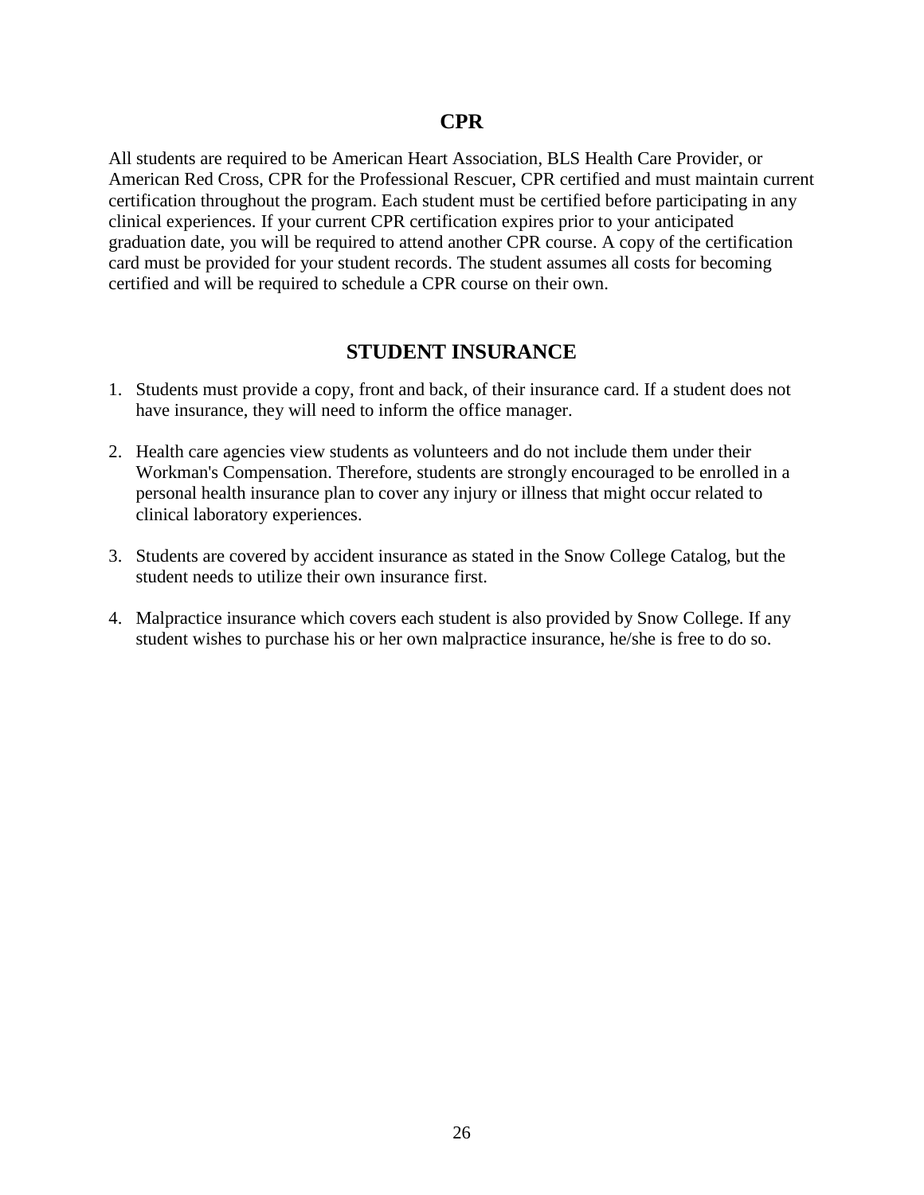## CPR

All students are required to be American Heart Association, BLS Health Care Provider, or American Red Cross, CPR for the Professional Rescuer, CPR certified and must maintain current certification throughout the program. Each student must be certified before participating in any clinical experiences. If your current CPR certification expires prior to your anticipated graduation date, you will be required to attend another CPR course. A copy of the certification card must be provided for your student records. The student assumes all costs for becoming certified and will be required to schedule a CPR course on their own.

## STUDENT INSURANCE

1. Students must provide a copy, front and back, of their insurance card. If a student does not have insurance, they will need to inform the office manager.

2. Health care agencies view students as volunteers and do not include them under their Workman's Compensation. Therefore, students are strongly encouraged to be enrolled in a personal health insurance plan to cover any injury or illness that might occur related to clinical laboratory experiences.

3. Students are covered by accident insurance as stated in the Snow College Catalog, but the student needs to utilize their own insurance first.

4. Malpractice insurance which covers each student is also provided by Snow College. If any student wishes to purchase his or her own malpractice insurance, he/she is free to do so.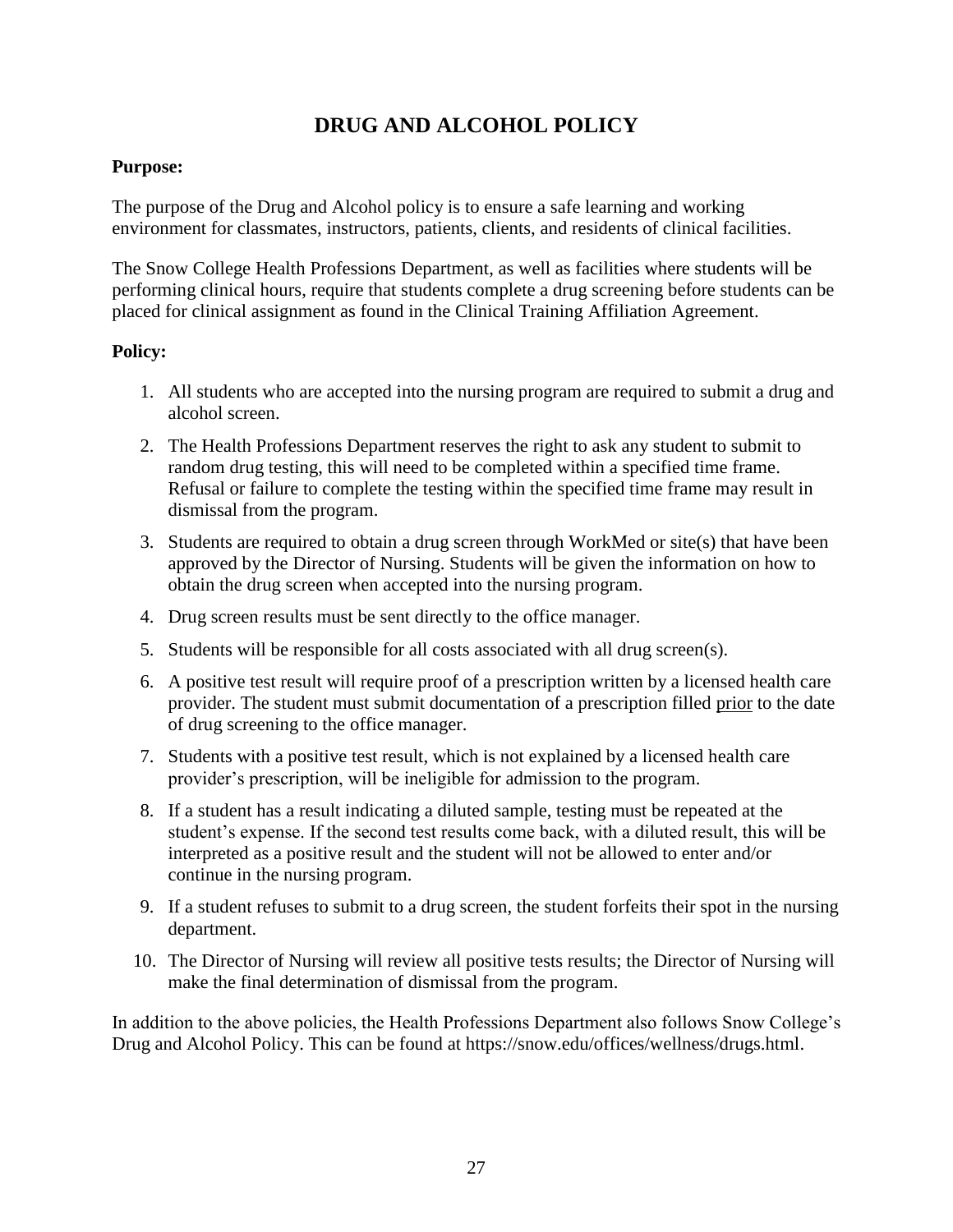# DRUG AND ALCOHOL POLICY

**Purpose:**

The purpose of the Drug and Alcohol policy is to ensure a safe learning and working environment for classmates, instructors, patients, clients, and residents of clinical facilities.

The Snow College Health Professions Department, as well as facilities where students will be performing clinical hours, require that students complete a drug screening before students can be placed for clinical assignment as found in the Clinical Training Affiliation Agreement.

**Policy:**

1. All students who are accepted into the nursing program are required to submit a drug and alcohol screen.
2. The Health Professions Department reserves the right to ask any student to submit to random drug testing, this will need to be completed within a specified time frame. Refusal or failure to complete the testing within the specified time frame may result in dismissal from the program.
3. Students are required to obtain a drug screen through WorkMed or site(s) that have been approved by the Director of Nursing. Students will be given the information on how to obtain the drug screen when accepted into the nursing program.
4. Drug screen results must be sent directly to the office manager.
5. Students will be responsible for all costs associated with all drug screen(s).
6. A positive test result will require proof of a prescription written by a licensed health care provider. The student must submit documentation of a prescription filled <u>prior</u> to the date of drug screening to the office manager.
7. Students with a positive test result, which is not explained by a licensed health care provider's prescription, will be ineligible for admission to the program.
8. If a student has a result indicating a diluted sample, testing must be repeated at the student's expense. If the second test results come back, with a diluted result, this will be interpreted as a positive result and the student will not be allowed to enter and/or continue in the nursing program.
9. If a student refuses to submit to a drug screen, the student forfeits their spot in the nursing department.
10. The Director of Nursing will review all positive tests results; the Director of Nursing will make the final determination of dismissal from the program.

In addition to the above policies, the Health Professions Department also follows Snow College's Drug and Alcohol Policy. This can be found at https://snow.edu/offices/wellness/drugs.html.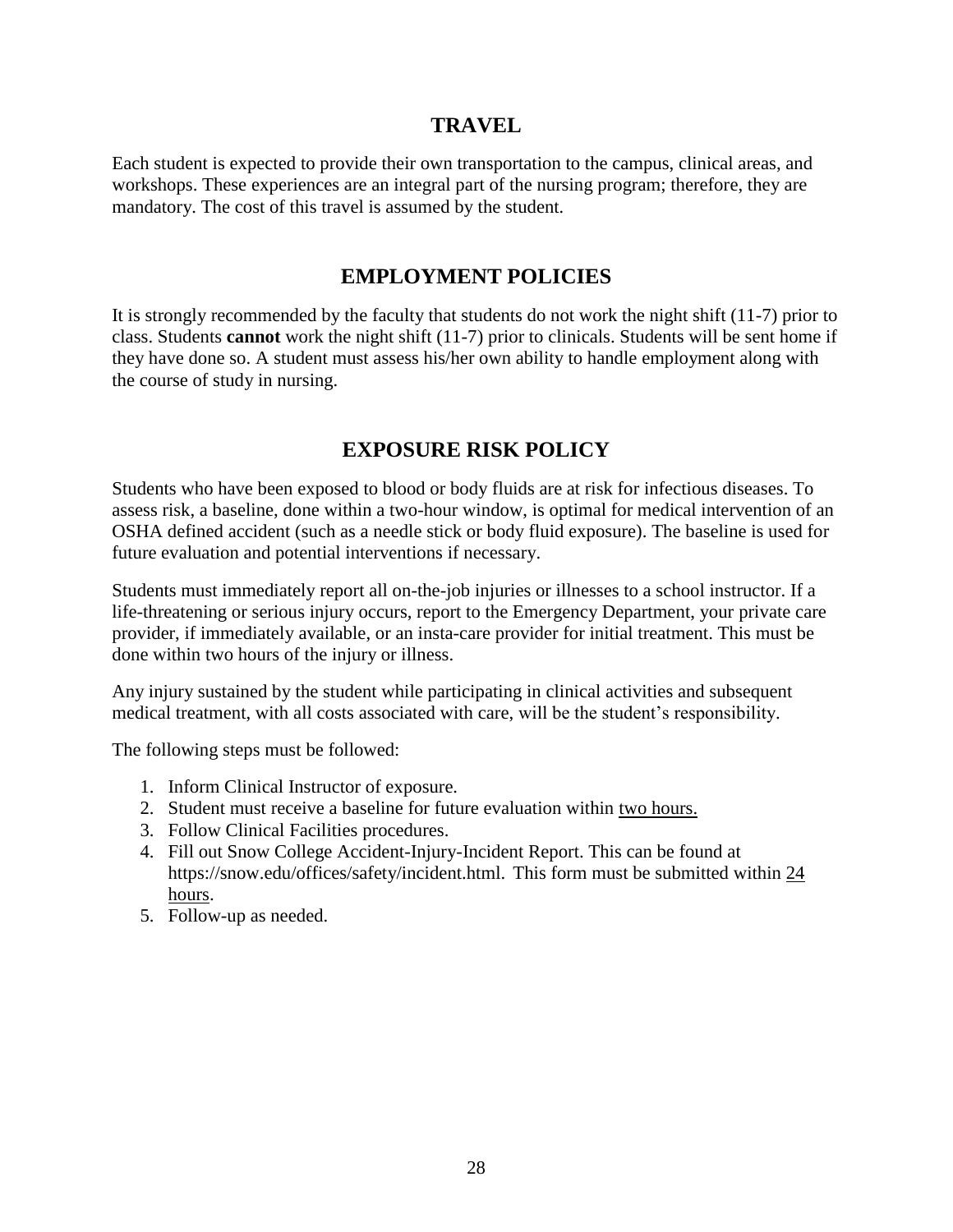## TRAVEL

Each student is expected to provide their own transportation to the campus, clinical areas, and workshops. These experiences are an integral part of the nursing program; therefore, they are mandatory. The cost of this travel is assumed by the student.

## EMPLOYMENT POLICIES

It is strongly recommended by the faculty that students do not work the night shift (11-7) prior to class. Students **cannot** work the night shift (11-7) prior to clinicals. Students will be sent home if they have done so. A student must assess his/her own ability to handle employment along with the course of study in nursing.

## EXPOSURE RISK POLICY

Students who have been exposed to blood or body fluids are at risk for infectious diseases. To assess risk, a baseline, done within a two-hour window, is optimal for medical intervention of an OSHA defined accident (such as a needle stick or body fluid exposure). The baseline is used for future evaluation and potential interventions if necessary.

Students must immediately report all on-the-job injuries or illnesses to a school instructor. If a life-threatening or serious injury occurs, report to the Emergency Department, your private care provider, if immediately available, or an insta-care provider for initial treatment. This must be done within two hours of the injury or illness.

Any injury sustained by the student while participating in clinical activities and subsequent medical treatment, with all costs associated with care, will be the student's responsibility.

The following steps must be followed:

1. Inform Clinical Instructor of exposure.
2. Student must receive a baseline for future evaluation within <u>two hours.</u>
3. Follow Clinical Facilities procedures.
4. Fill out Snow College Accident-Injury-Incident Report. This can be found at https://snow.edu/offices/safety/incident.html. This form must be submitted within <u>24 hours</u>.
5. Follow-up as needed.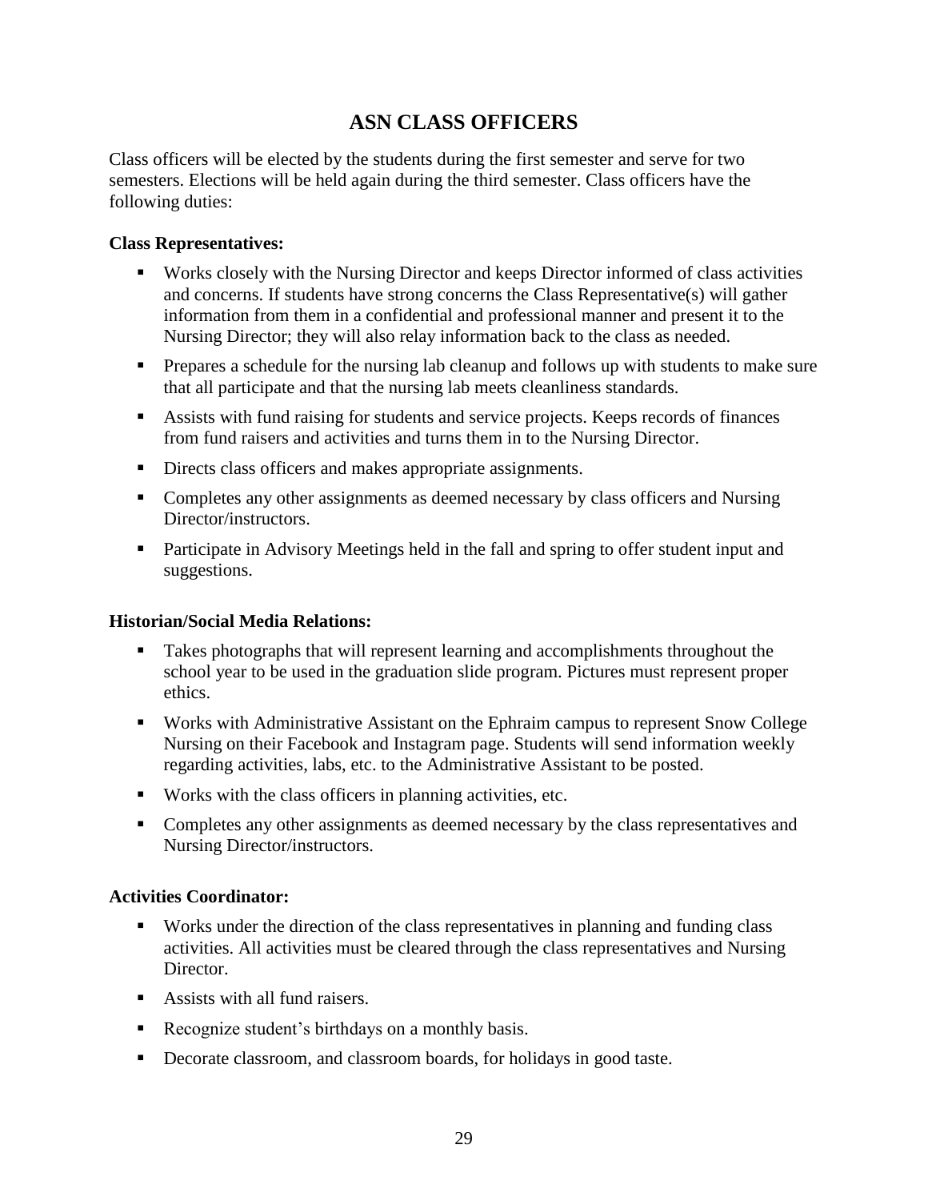# ASN CLASS OFFICERS

Class officers will be elected by the students during the first semester and serve for two semesters. Elections will be held again during the third semester. Class officers have the following duties:

**Class Representatives:**

- Works closely with the Nursing Director and keeps Director informed of class activities and concerns. If students have strong concerns the Class Representative(s) will gather information from them in a confidential and professional manner and present it to the Nursing Director; they will also relay information back to the class as needed.
- Prepares a schedule for the nursing lab cleanup and follows up with students to make sure that all participate and that the nursing lab meets cleanliness standards.
- Assists with fund raising for students and service projects. Keeps records of finances from fund raisers and activities and turns them in to the Nursing Director.
- Directs class officers and makes appropriate assignments.
- Completes any other assignments as deemed necessary by class officers and Nursing Director/instructors.
- Participate in Advisory Meetings held in the fall and spring to offer student input and suggestions.

**Historian/Social Media Relations:**

- Takes photographs that will represent learning and accomplishments throughout the school year to be used in the graduation slide program. Pictures must represent proper ethics.
- Works with Administrative Assistant on the Ephraim campus to represent Snow College Nursing on their Facebook and Instagram page. Students will send information weekly regarding activities, labs, etc. to the Administrative Assistant to be posted.
- Works with the class officers in planning activities, etc.
- Completes any other assignments as deemed necessary by the class representatives and Nursing Director/instructors.

**Activities Coordinator:**

- Works under the direction of the class representatives in planning and funding class activities. All activities must be cleared through the class representatives and Nursing Director.
- Assists with all fund raisers.
- Recognize student's birthdays on a monthly basis.
- Decorate classroom, and classroom boards, for holidays in good taste.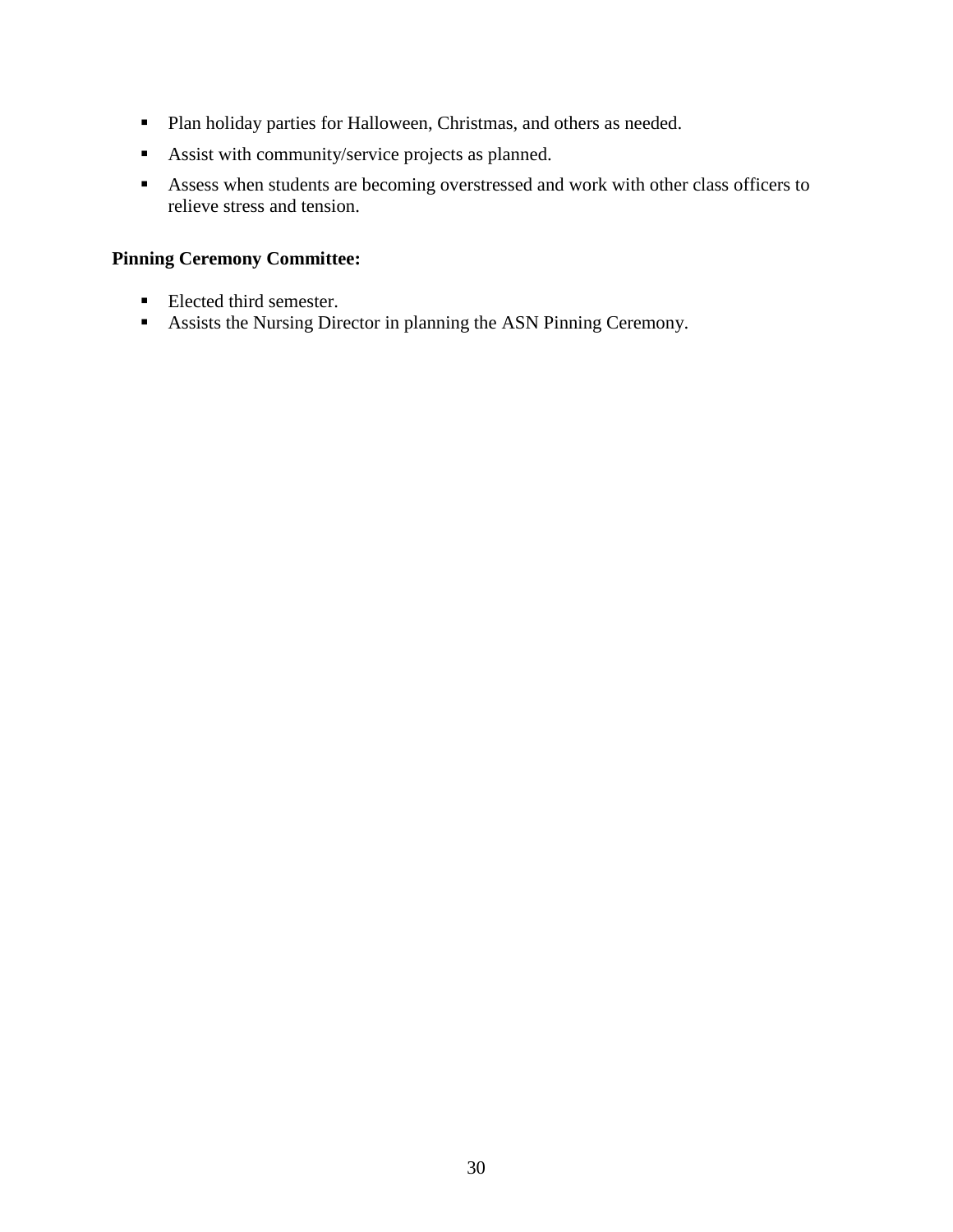- Plan holiday parties for Halloween, Christmas, and others as needed.
- Assist with community/service projects as planned.
- Assess when students are becoming overstressed and work with other class officers to relieve stress and tension.

**Pinning Ceremony Committee:**

- Elected third semester.
- Assists the Nursing Director in planning the ASN Pinning Ceremony.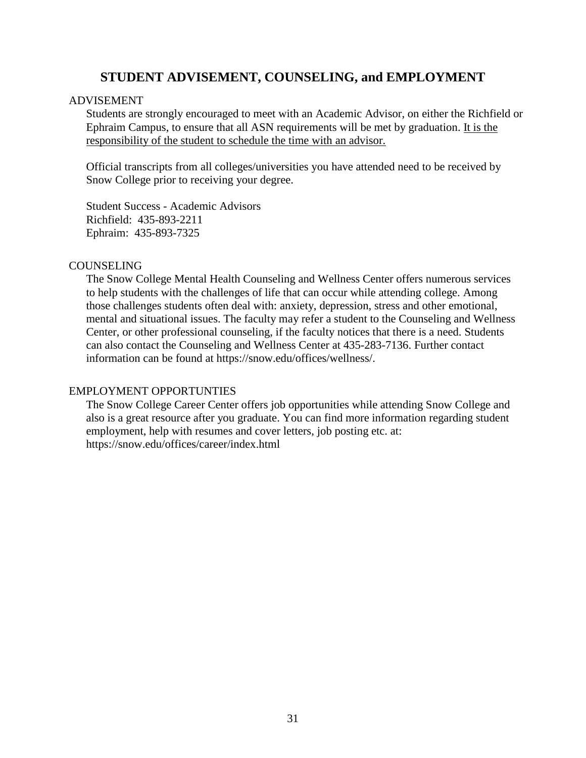## STUDENT ADVISEMENT, COUNSELING, and EMPLOYMENT

### ADVISEMENT

Students are strongly encouraged to meet with an Academic Advisor, on either the Richfield or Ephraim Campus, to ensure that all ASN requirements will be met by graduation. <u>It is the responsibility of the student to schedule the time with an advisor.</u>

Official transcripts from all colleges/universities you have attended need to be received by Snow College prior to receiving your degree.

Student Success - Academic Advisors
Richfield: 435-893-2211
Ephraim: 435-893-7325

### COUNSELING

The Snow College Mental Health Counseling and Wellness Center offers numerous services to help students with the challenges of life that can occur while attending college. Among those challenges students often deal with: anxiety, depression, stress and other emotional, mental and situational issues. The faculty may refer a student to the Counseling and Wellness Center, or other professional counseling, if the faculty notices that there is a need. Students can also contact the Counseling and Wellness Center at 435-283-7136. Further contact information can be found at https://snow.edu/offices/wellness/.

### EMPLOYMENT OPPORTUNTIES

The Snow College Career Center offers job opportunities while attending Snow College and also is a great resource after you graduate. You can find more information regarding student employment, help with resumes and cover letters, job posting etc. at: https://snow.edu/offices/career/index.html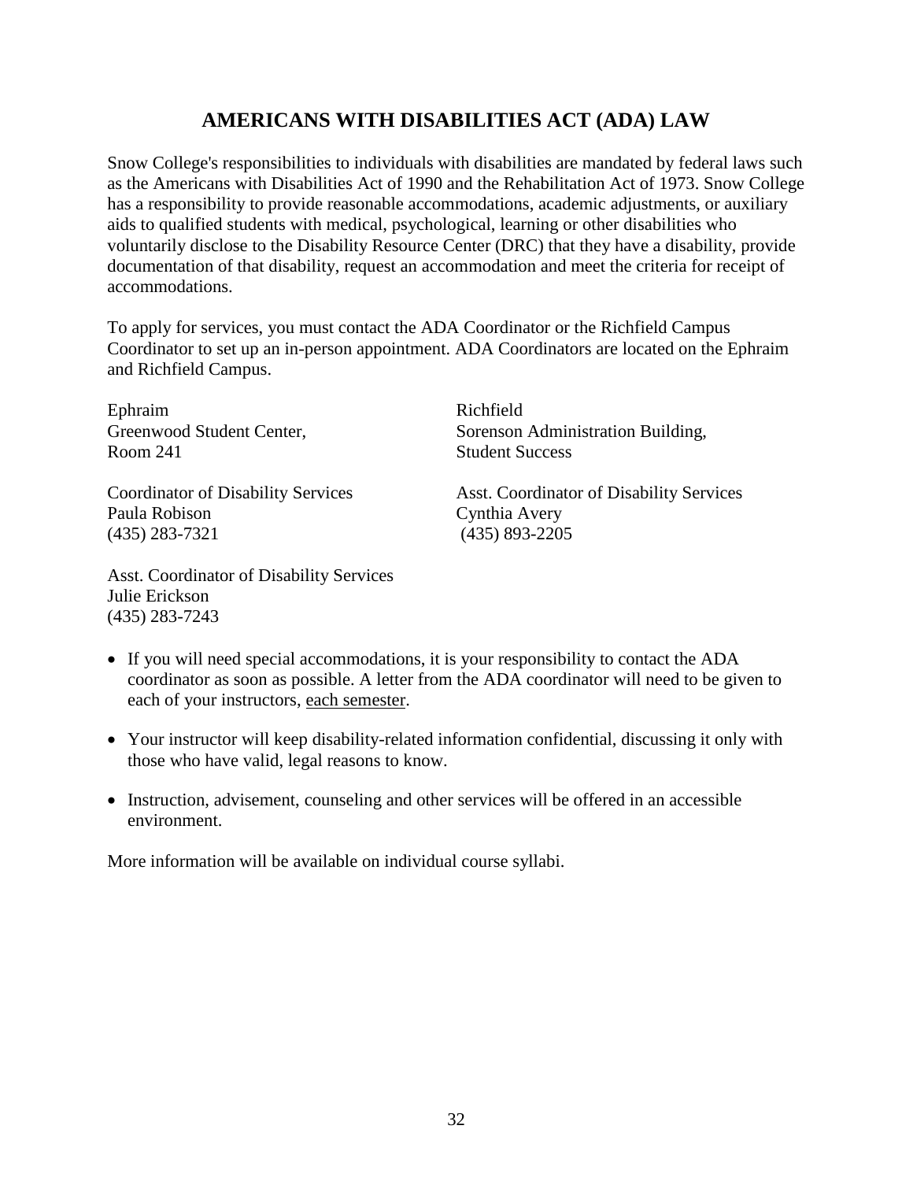## AMERICANS WITH DISABILITIES ACT (ADA) LAW

Snow College's responsibilities to individuals with disabilities are mandated by federal laws such as the Americans with Disabilities Act of 1990 and the Rehabilitation Act of 1973. Snow College has a responsibility to provide reasonable accommodations, academic adjustments, or auxiliary aids to qualified students with medical, psychological, learning or other disabilities who voluntarily disclose to the Disability Resource Center (DRC) that they have a disability, provide documentation of that disability, request an accommodation and meet the criteria for receipt of accommodations.

To apply for services, you must contact the ADA Coordinator or the Richfield Campus Coordinator to set up an in-person appointment. ADA Coordinators are located on the Ephraim and Richfield Campus.

Ephraim
Greenwood Student Center,
Room 241

Coordinator of Disability Services
Paula Robison
(435) 283-7321

Asst. Coordinator of Disability Services
Julie Erickson
(435) 283-7243

Richfield
Sorenson Administration Building,
Student Success

Asst. Coordinator of Disability Services
Cynthia Avery
(435) 893-2205

- If you will need special accommodations, it is your responsibility to contact the ADA coordinator as soon as possible. A letter from the ADA coordinator will need to be given to each of your instructors, <u>each semester</u>.
- Your instructor will keep disability-related information confidential, discussing it only with those who have valid, legal reasons to know.
- Instruction, advisement, counseling and other services will be offered in an accessible environment.

More information will be available on individual course syllabi.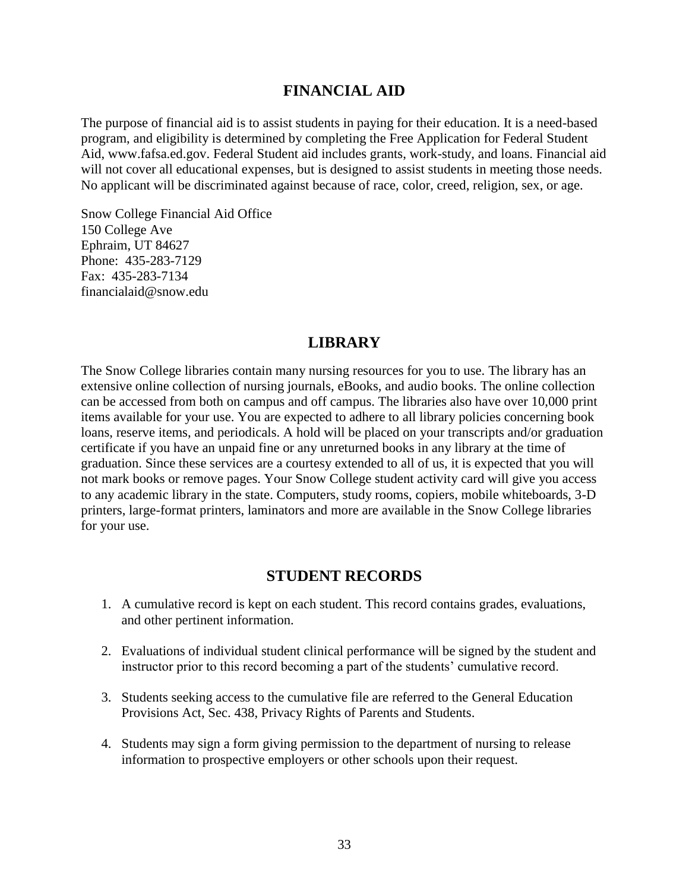## FINANCIAL AID

The purpose of financial aid is to assist students in paying for their education. It is a need-based program, and eligibility is determined by completing the Free Application for Federal Student Aid, www.fafsa.ed.gov. Federal Student aid includes grants, work-study, and loans. Financial aid will not cover all educational expenses, but is designed to assist students in meeting those needs. No applicant will be discriminated against because of race, color, creed, religion, sex, or age.

Snow College Financial Aid Office
150 College Ave
Ephraim, UT 84627
Phone: 435-283-7129
Fax: 435-283-7134
financialaid@snow.edu

## LIBRARY

The Snow College libraries contain many nursing resources for you to use. The library has an extensive online collection of nursing journals, eBooks, and audio books. The online collection can be accessed from both on campus and off campus. The libraries also have over 10,000 print items available for your use. You are expected to adhere to all library policies concerning book loans, reserve items, and periodicals. A hold will be placed on your transcripts and/or graduation certificate if you have an unpaid fine or any unreturned books in any library at the time of graduation. Since these services are a courtesy extended to all of us, it is expected that you will not mark books or remove pages. Your Snow College student activity card will give you access to any academic library in the state. Computers, study rooms, copiers, mobile whiteboards, 3-D printers, large-format printers, laminators and more are available in the Snow College libraries for your use.

## STUDENT RECORDS

1. A cumulative record is kept on each student. This record contains grades, evaluations, and other pertinent information.

2. Evaluations of individual student clinical performance will be signed by the student and instructor prior to this record becoming a part of the students' cumulative record.

3. Students seeking access to the cumulative file are referred to the General Education Provisions Act, Sec. 438, Privacy Rights of Parents and Students.

4. Students may sign a form giving permission to the department of nursing to release information to prospective employers or other schools upon their request.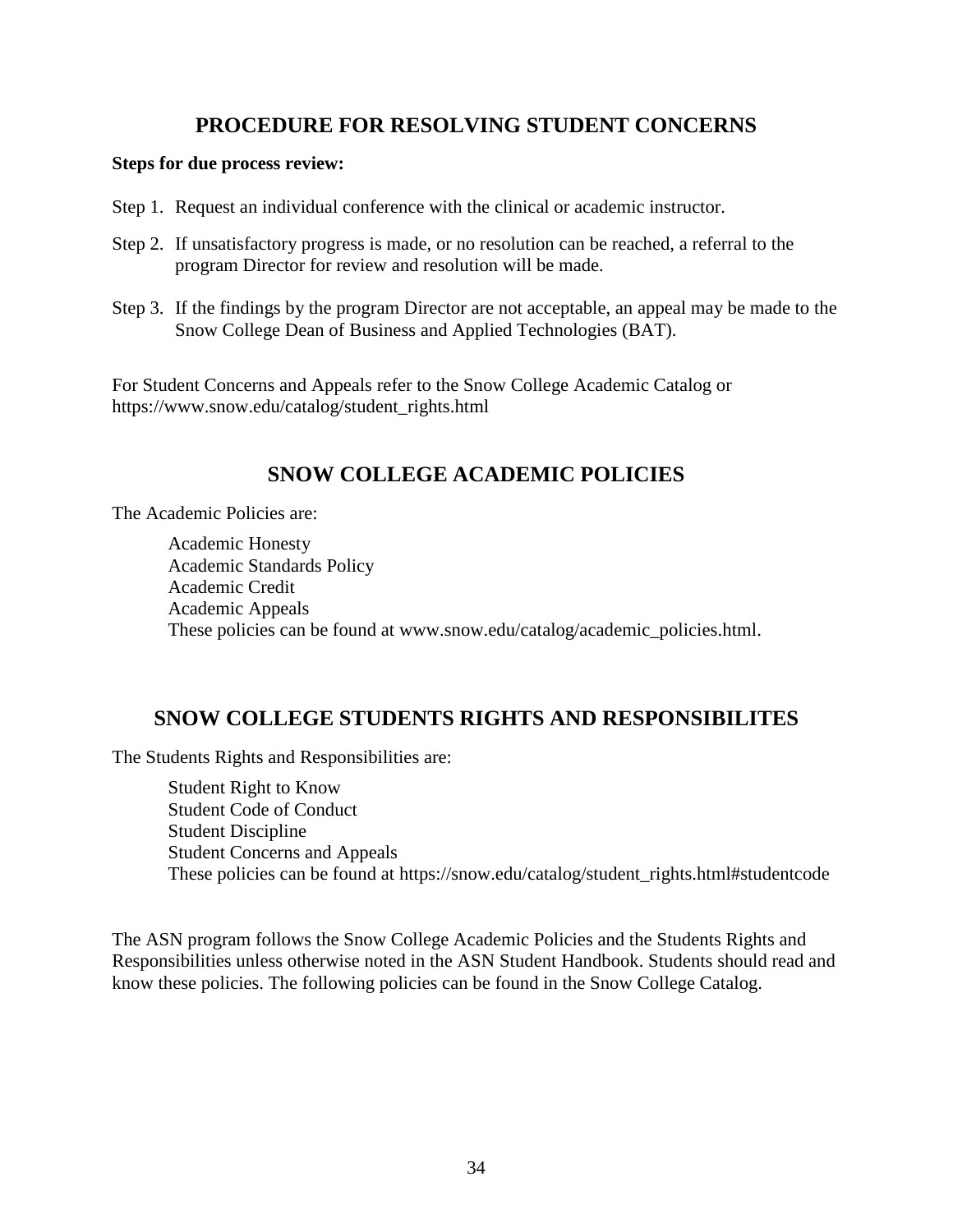## PROCEDURE FOR RESOLVING STUDENT CONCERNS

**Steps for due process review:**

Step 1. Request an individual conference with the clinical or academic instructor.

Step 2. If unsatisfactory progress is made, or no resolution can be reached, a referral to the program Director for review and resolution will be made.

Step 3. If the findings by the program Director are not acceptable, an appeal may be made to the Snow College Dean of Business and Applied Technologies (BAT).

For Student Concerns and Appeals refer to the Snow College Academic Catalog or https://www.snow.edu/catalog/student_rights.html

## SNOW COLLEGE ACADEMIC POLICIES

The Academic Policies are:

Academic Honesty
Academic Standards Policy
Academic Credit
Academic Appeals
These policies can be found at www.snow.edu/catalog/academic_policies.html.

## SNOW COLLEGE STUDENTS RIGHTS AND RESPONSIBILITES

The Students Rights and Responsibilities are:

Student Right to Know
Student Code of Conduct
Student Discipline
Student Concerns and Appeals
These policies can be found at https://snow.edu/catalog/student_rights.html#studentcode

The ASN program follows the Snow College Academic Policies and the Students Rights and Responsibilities unless otherwise noted in the ASN Student Handbook. Students should read and know these policies. The following policies can be found in the Snow College Catalog.